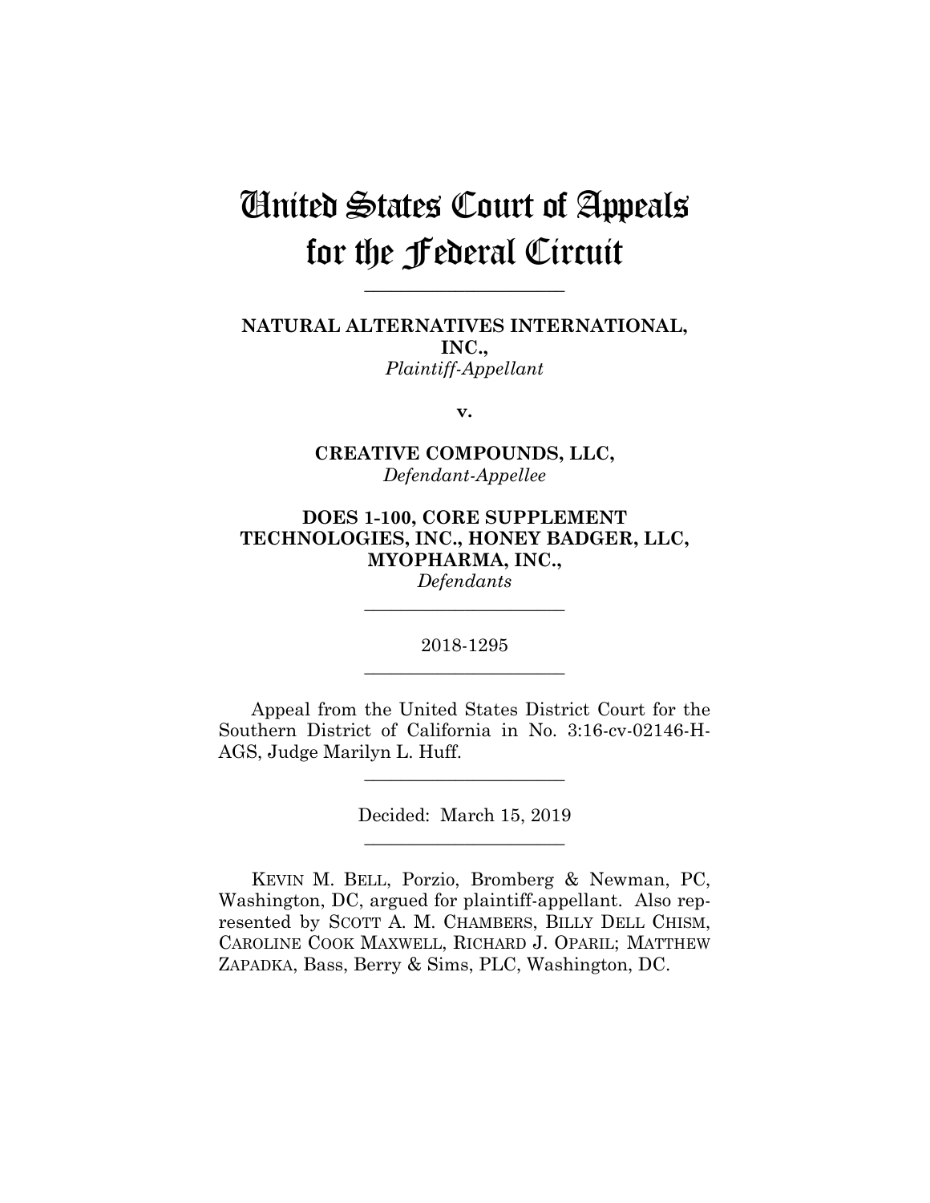# United States Court of Appeals for the Federal Circuit

______________________

**NATURAL ALTERNATIVES INTERNATIONAL, INC.,**
*Plaintiff-Appellant*

**v.**

**CREATIVE COMPOUNDS, LLC,**
*Defendant-Appellee*

**DOES 1-100, CORE SUPPLEMENT TECHNOLOGIES, INC., HONEY BADGER, LLC, MYOPHARMA, INC.,**
*Defendants*

______________________

2018-1295

______________________

Appeal from the United States District Court for the Southern District of California in No. 3:16-cv-02146-H-AGS, Judge Marilyn L. Huff.

______________________

Decided: March 15, 2019

______________________

KEVIN M. BELL, Porzio, Bromberg & Newman, PC, Washington, DC, argued for plaintiff-appellant. Also represented by SCOTT A. M. CHAMBERS, BILLY DELL CHISM, CAROLINE COOK MAXWELL, RICHARD J. OPARIL; MATTHEW ZAPADKA, Bass, Berry & Sims, PLC, Washington, DC.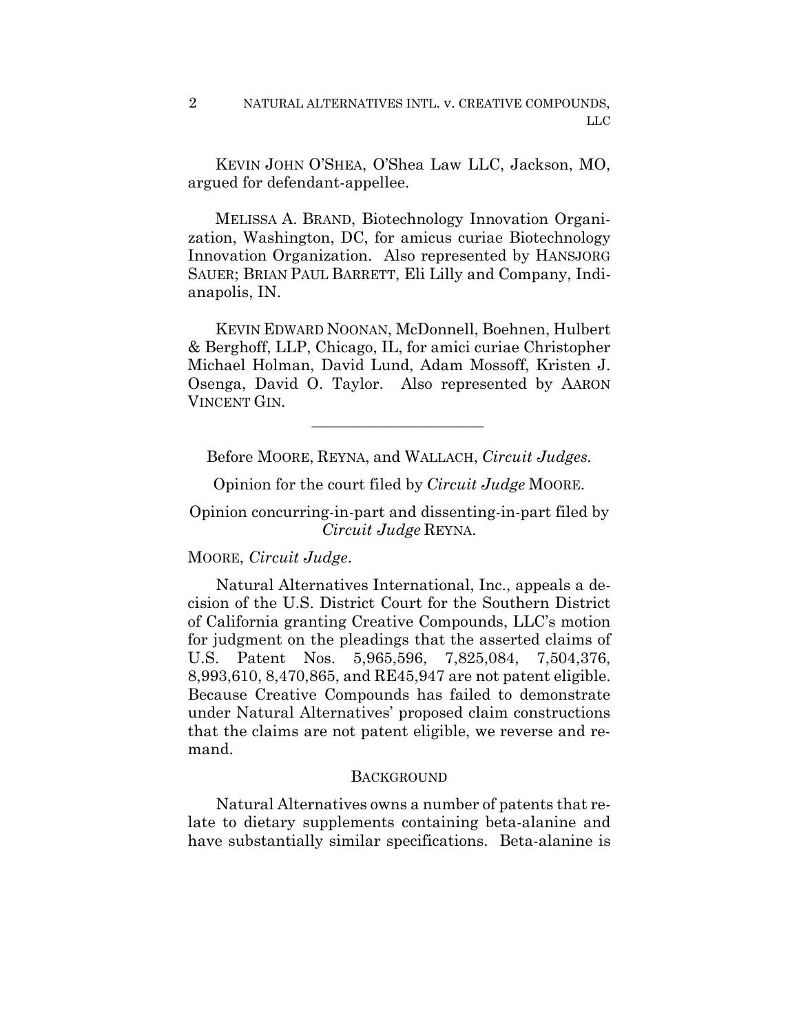KEVIN JOHN O'SHEA, O'Shea Law LLC, Jackson, MO, argued for defendant-appellee.

MELISSA A. BRAND, Biotechnology Innovation Organization, Washington, DC, for amicus curiae Biotechnology Innovation Organization. Also represented by HANSJORG SAUER; BRIAN PAUL BARRETT, Eli Lilly and Company, Indianapolis, IN.

KEVIN EDWARD NOONAN, McDonnell, Boehnen, Hulbert & Berghoff, LLP, Chicago, IL, for amici curiae Christopher Michael Holman, David Lund, Adam Mossoff, Kristen J. Osenga, David O. Taylor. Also represented by AARON VINCENT GIN.

---

Before MOORE, REYNA, and WALLACH, *Circuit Judges.*

Opinion for the court filed by *Circuit Judge* MOORE.

Opinion concurring-in-part and dissenting-in-part filed by *Circuit Judge* REYNA.

MOORE, *Circuit Judge*.

Natural Alternatives International, Inc., appeals a decision of the U.S. District Court for the Southern District of California granting Creative Compounds, LLC's motion for judgment on the pleadings that the asserted claims of U.S. Patent Nos. 5,965,596, 7,825,084, 7,504,376, 8,993,610, 8,470,865, and RE45,947 are not patent eligible. Because Creative Compounds has failed to demonstrate under Natural Alternatives' proposed claim constructions that the claims are not patent eligible, we reverse and remand.

## BACKGROUND

Natural Alternatives owns a number of patents that relate to dietary supplements containing beta-alanine and have substantially similar specifications. Beta-alanine is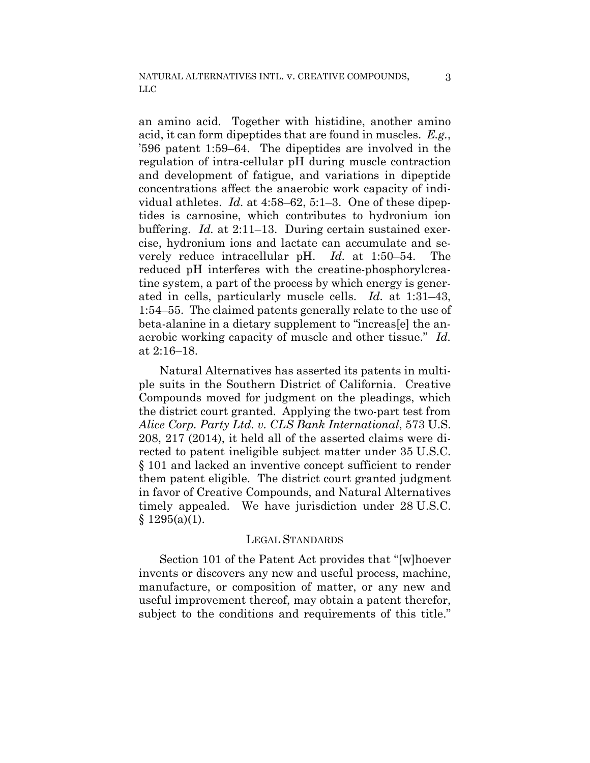an amino acid. Together with histidine, another amino acid, it can form dipeptides that are found in muscles. *E.g.*, '596 patent 1:59–64. The dipeptides are involved in the regulation of intra-cellular pH during muscle contraction and development of fatigue, and variations in dipeptide concentrations affect the anaerobic work capacity of individual athletes. *Id.* at 4:58–62, 5:1–3. One of these dipeptides is carnosine, which contributes to hydronium ion buffering. *Id.* at 2:11–13. During certain sustained exercise, hydronium ions and lactate can accumulate and severely reduce intracellular pH. *Id.* at 1:50–54. The reduced pH interferes with the creatine-phosphorylcreatine system, a part of the process by which energy is generated in cells, particularly muscle cells. *Id.* at 1:31–43, 1:54–55. The claimed patents generally relate to the use of beta-alanine in a dietary supplement to "increas[e] the anaerobic working capacity of muscle and other tissue." *Id.* at 2:16–18.

Natural Alternatives has asserted its patents in multiple suits in the Southern District of California. Creative Compounds moved for judgment on the pleadings, which the district court granted. Applying the two-part test from *Alice Corp. Party Ltd. v. CLS Bank International*, 573 U.S. 208, 217 (2014), it held all of the asserted claims were directed to patent ineligible subject matter under 35 U.S.C. § 101 and lacked an inventive concept sufficient to render them patent eligible. The district court granted judgment in favor of Creative Compounds, and Natural Alternatives timely appealed. We have jurisdiction under 28 U.S.C. § 1295(a)(1).

## LEGAL STANDARDS

Section 101 of the Patent Act provides that "[w]hoever invents or discovers any new and useful process, machine, manufacture, or composition of matter, or any new and useful improvement thereof, may obtain a patent therefor, subject to the conditions and requirements of this title."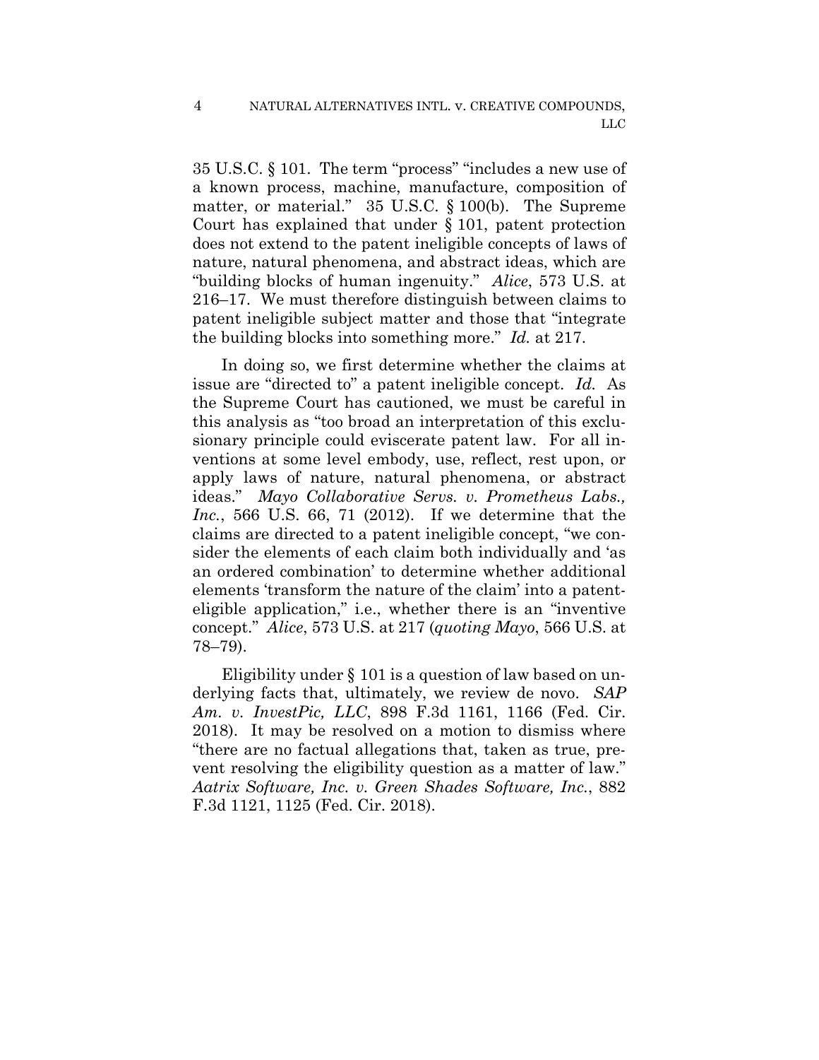35 U.S.C. § 101. The term "process" "includes a new use of a known process, machine, manufacture, composition of matter, or material." 35 U.S.C. § 100(b). The Supreme Court has explained that under § 101, patent protection does not extend to the patent ineligible concepts of laws of nature, natural phenomena, and abstract ideas, which are "building blocks of human ingenuity." *Alice*, 573 U.S. at 216–17. We must therefore distinguish between claims to patent ineligible subject matter and those that "integrate the building blocks into something more." *Id.* at 217.

In doing so, we first determine whether the claims at issue are "directed to" a patent ineligible concept. *Id.* As the Supreme Court has cautioned, we must be careful in this analysis as "too broad an interpretation of this exclusionary principle could eviscerate patent law. For all inventions at some level embody, use, reflect, rest upon, or apply laws of nature, natural phenomena, or abstract ideas." *Mayo Collaborative Servs. v. Prometheus Labs., Inc.*, 566 U.S. 66, 71 (2012). If we determine that the claims are directed to a patent ineligible concept, "we consider the elements of each claim both individually and 'as an ordered combination' to determine whether additional elements 'transform the nature of the claim' into a patent-eligible application," i.e., whether there is an "inventive concept." *Alice*, 573 U.S. at 217 (*quoting Mayo*, 566 U.S. at 78–79).

Eligibility under § 101 is a question of law based on underlying facts that, ultimately, we review de novo. *SAP Am. v. InvestPic, LLC*, 898 F.3d 1161, 1166 (Fed. Cir. 2018). It may be resolved on a motion to dismiss where "there are no factual allegations that, taken as true, prevent resolving the eligibility question as a matter of law." *Aatrix Software, Inc. v. Green Shades Software, Inc.*, 882 F.3d 1121, 1125 (Fed. Cir. 2018).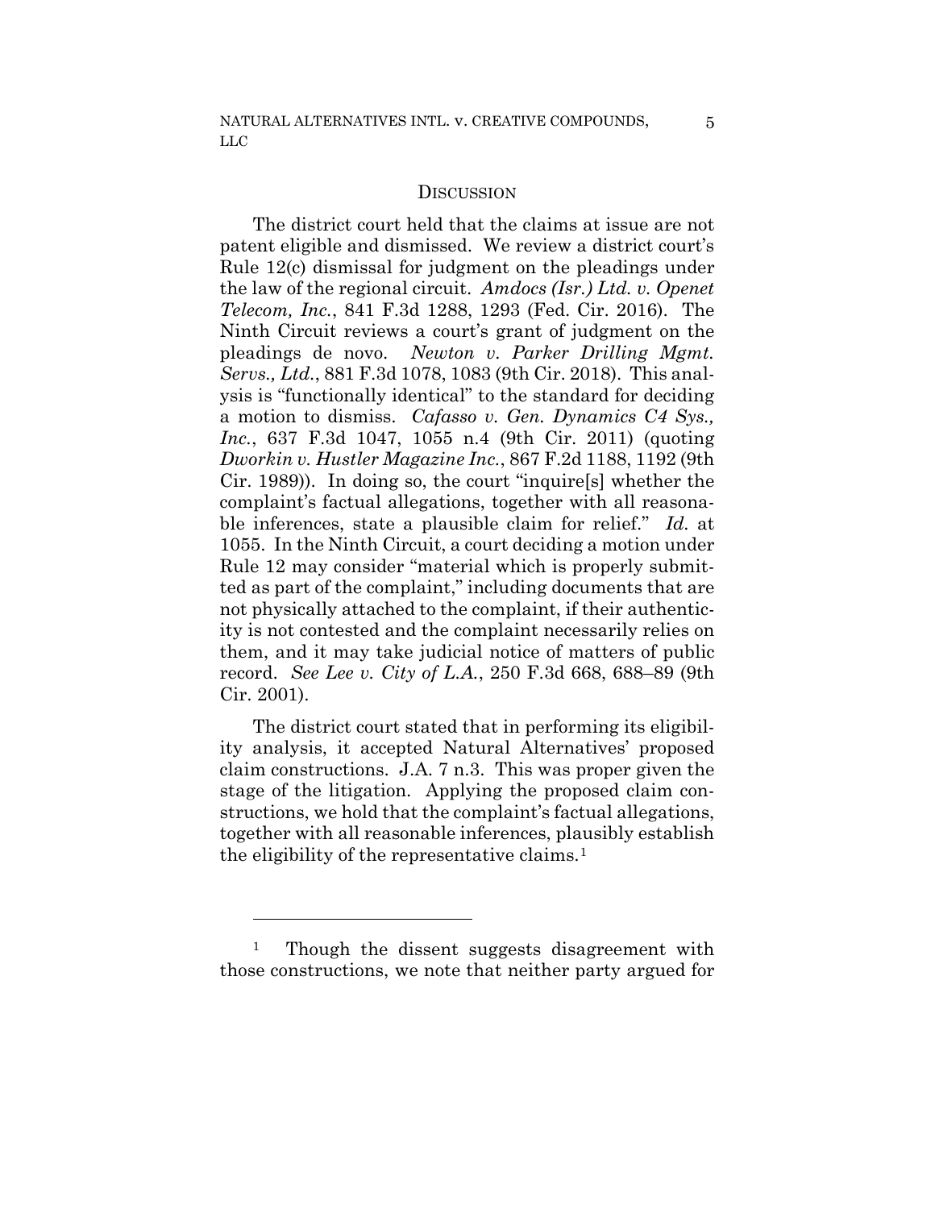## DISCUSSION

The district court held that the claims at issue are not patent eligible and dismissed. We review a district court's Rule 12(c) dismissal for judgment on the pleadings under the law of the regional circuit. *Amdocs (Isr.) Ltd. v. Openet Telecom, Inc.*, 841 F.3d 1288, 1293 (Fed. Cir. 2016). The Ninth Circuit reviews a court's grant of judgment on the pleadings de novo. *Newton v. Parker Drilling Mgmt. Servs., Ltd.*, 881 F.3d 1078, 1083 (9th Cir. 2018). This analysis is "functionally identical" to the standard for deciding a motion to dismiss. *Cafasso v. Gen. Dynamics C4 Sys., Inc.*, 637 F.3d 1047, 1055 n.4 (9th Cir. 2011) (quoting *Dworkin v. Hustler Magazine Inc.*, 867 F.2d 1188, 1192 (9th Cir. 1989)). In doing so, the court "inquire[s] whether the complaint's factual allegations, together with all reasonable inferences, state a plausible claim for relief." *Id.* at 1055. In the Ninth Circuit, a court deciding a motion under Rule 12 may consider "material which is properly submitted as part of the complaint," including documents that are not physically attached to the complaint, if their authenticity is not contested and the complaint necessarily relies on them, and it may take judicial notice of matters of public record. *See Lee v. City of L.A.*, 250 F.3d 668, 688–89 (9th Cir. 2001).

The district court stated that in performing its eligibility analysis, it accepted Natural Alternatives' proposed claim constructions. J.A. 7 n.3. This was proper given the stage of the litigation. Applying the proposed claim constructions, we hold that the complaint's factual allegations, together with all reasonable inferences, plausibly establish the eligibility of the representative claims.[1]

---

[1] Though the dissent suggests disagreement with those constructions, we note that neither party argued for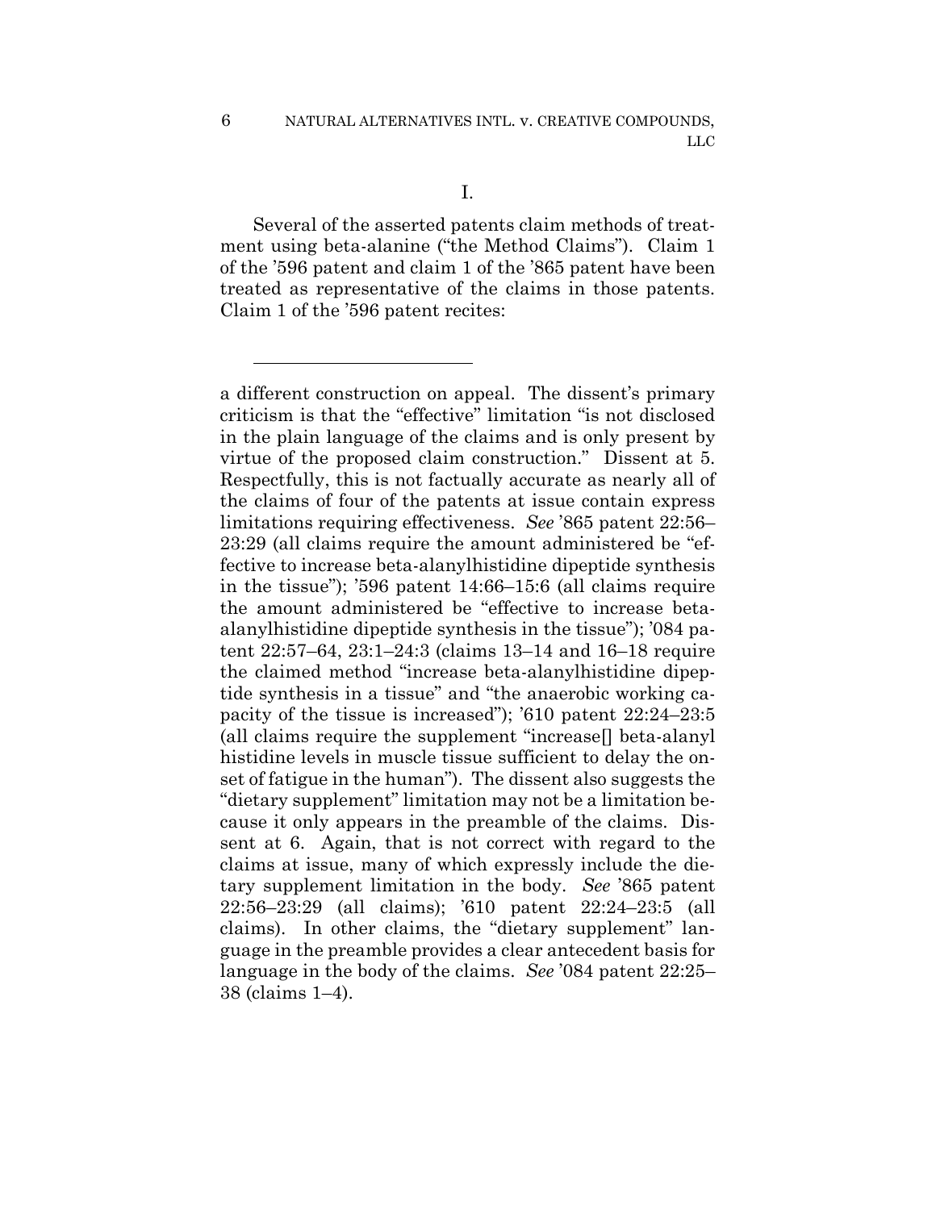I.

Several of the asserted patents claim methods of treatment using beta-alanine ("the Method Claims"). Claim 1 of the '596 patent and claim 1 of the '865 patent have been treated as representative of the claims in those patents. Claim 1 of the '596 patent recites:

---

a different construction on appeal. The dissent's primary criticism is that the "effective" limitation "is not disclosed in the plain language of the claims and is only present by virtue of the proposed claim construction." Dissent at 5. Respectfully, this is not factually accurate as nearly all of the claims of four of the patents at issue contain express limitations requiring effectiveness. *See* '865 patent 22:56–23:29 (all claims require the amount administered be "effective to increase beta-alanylhistidine dipeptide synthesis in the tissue"); '596 patent 14:66–15:6 (all claims require the amount administered be "effective to increase beta-alanylhistidine dipeptide synthesis in the tissue"); '084 patent 22:57–64, 23:1–24:3 (claims 13–14 and 16–18 require the claimed method "increase beta-alanylhistidine dipeptide synthesis in a tissue" and "the anaerobic working capacity of the tissue is increased"); '610 patent 22:24–23:5 (all claims require the supplement "increase[] beta-alanyl histidine levels in muscle tissue sufficient to delay the onset of fatigue in the human"). The dissent also suggests the "dietary supplement" limitation may not be a limitation because it only appears in the preamble of the claims. Dissent at 6. Again, that is not correct with regard to the claims at issue, many of which expressly include the dietary supplement limitation in the body. *See* '865 patent 22:56–23:29 (all claims); '610 patent 22:24–23:5 (all claims). In other claims, the "dietary supplement" language in the preamble provides a clear antecedent basis for language in the body of the claims. *See* '084 patent 22:25–38 (claims 1–4).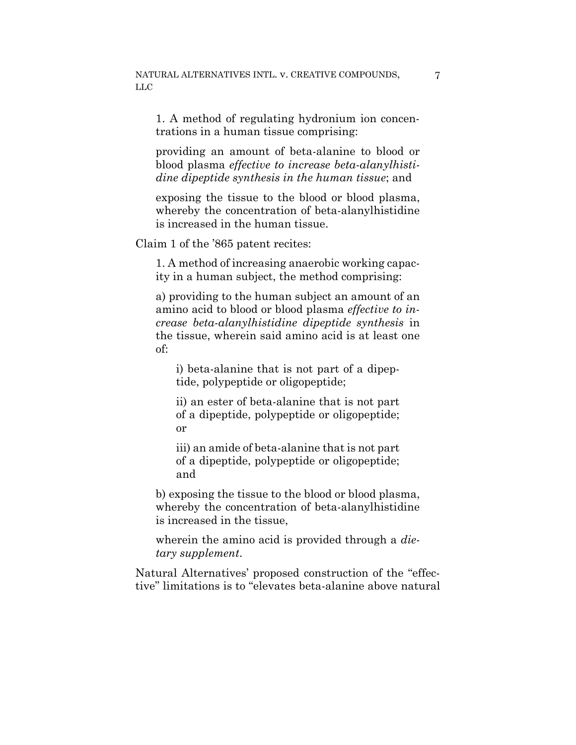> 1. A method of regulating hydronium ion concentrations in a human tissue comprising:
>
> providing an amount of beta-alanine to blood or blood plasma *effective to increase beta-alanylhistidine dipeptide synthesis in the human tissue*; and
>
> exposing the tissue to the blood or blood plasma, whereby the concentration of beta-alanylhistidine is increased in the human tissue.

Claim 1 of the '865 patent recites:

> 1. A method of increasing anaerobic working capacity in a human subject, the method comprising:
>
> a) providing to the human subject an amount of an amino acid to blood or blood plasma *effective to increase beta-alanylhistidine dipeptide synthesis* in the tissue, wherein said amino acid is at least one of:
>
> > i) beta-alanine that is not part of a dipeptide, polypeptide or oligopeptide;
> >
> > ii) an ester of beta-alanine that is not part of a dipeptide, polypeptide or oligopeptide; or
> >
> > iii) an amide of beta-alanine that is not part of a dipeptide, polypeptide or oligopeptide; and
>
> b) exposing the tissue to the blood or blood plasma, whereby the concentration of beta-alanylhistidine is increased in the tissue,
>
> wherein the amino acid is provided through a *dietary supplement*.

Natural Alternatives' proposed construction of the "effective" limitations is to "elevates beta-alanine above natural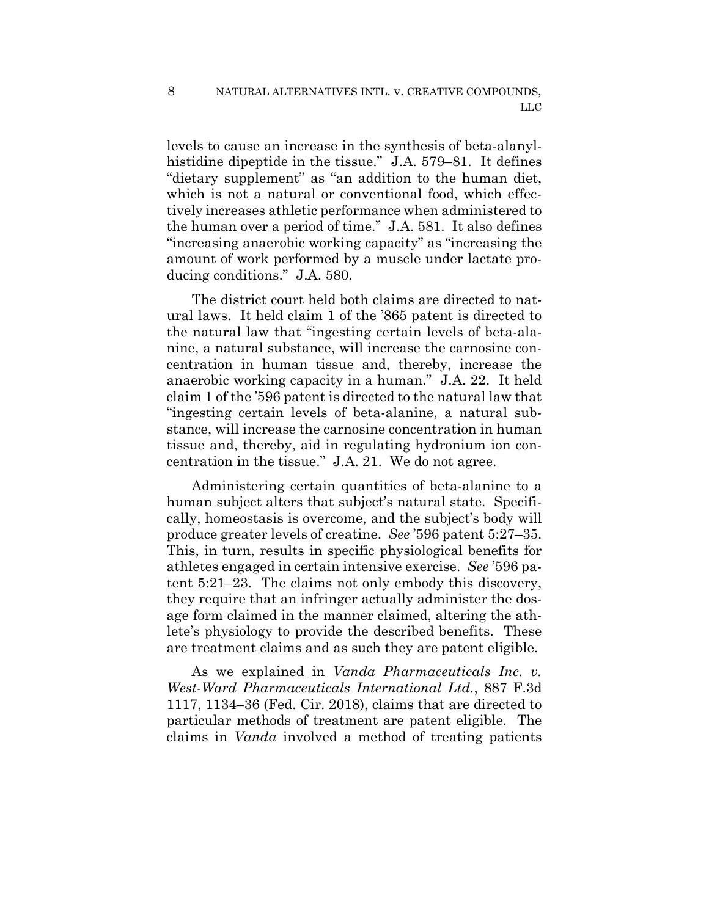levels to cause an increase in the synthesis of beta-alanylhistidine dipeptide in the tissue." J.A. 579–81. It defines "dietary supplement" as "an addition to the human diet, which is not a natural or conventional food, which effectively increases athletic performance when administered to the human over a period of time." J.A. 581. It also defines "increasing anaerobic working capacity" as "increasing the amount of work performed by a muscle under lactate producing conditions." J.A. 580.

The district court held both claims are directed to natural laws. It held claim 1 of the '865 patent is directed to the natural law that "ingesting certain levels of beta-alanine, a natural substance, will increase the carnosine concentration in human tissue and, thereby, increase the anaerobic working capacity in a human." J.A. 22. It held claim 1 of the '596 patent is directed to the natural law that "ingesting certain levels of beta-alanine, a natural substance, will increase the carnosine concentration in human tissue and, thereby, aid in regulating hydronium ion concentration in the tissue." J.A. 21. We do not agree.

Administering certain quantities of beta-alanine to a human subject alters that subject's natural state. Specifically, homeostasis is overcome, and the subject's body will produce greater levels of creatine. *See* '596 patent 5:27–35. This, in turn, results in specific physiological benefits for athletes engaged in certain intensive exercise. *See* '596 patent 5:21–23. The claims not only embody this discovery, they require that an infringer actually administer the dosage form claimed in the manner claimed, altering the athlete's physiology to provide the described benefits. These are treatment claims and as such they are patent eligible.

As we explained in *Vanda Pharmaceuticals Inc. v. West-Ward Pharmaceuticals International Ltd.*, 887 F.3d 1117, 1134–36 (Fed. Cir. 2018), claims that are directed to particular methods of treatment are patent eligible. The claims in *Vanda* involved a method of treating patients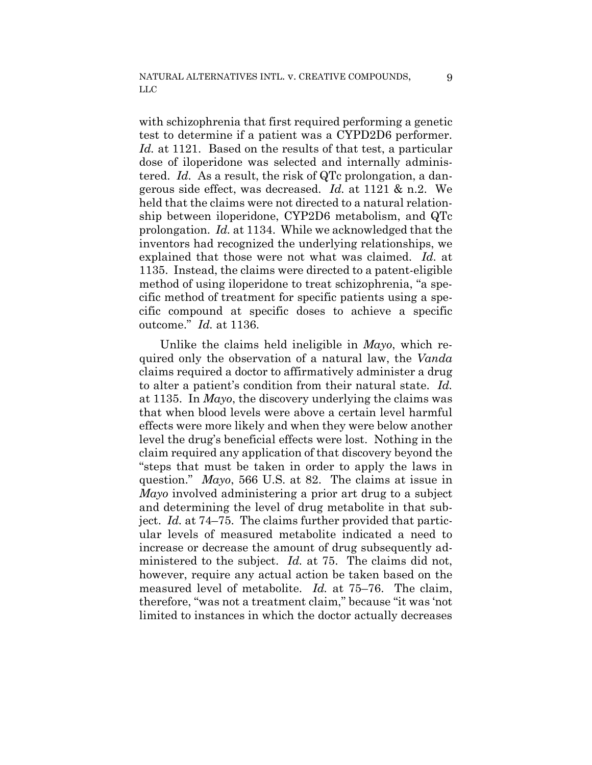with schizophrenia that first required performing a genetic test to determine if a patient was a CYPD2D6 performer. *Id.* at 1121. Based on the results of that test, a particular dose of iloperidone was selected and internally administered. *Id.* As a result, the risk of QTc prolongation, a dangerous side effect, was decreased. *Id.* at 1121 & n.2. We held that the claims were not directed to a natural relationship between iloperidone, CYP2D6 metabolism, and QTc prolongation. *Id.* at 1134. While we acknowledged that the inventors had recognized the underlying relationships, we explained that those were not what was claimed. *Id.* at 1135. Instead, the claims were directed to a patent-eligible method of using iloperidone to treat schizophrenia, "a specific method of treatment for specific patients using a specific compound at specific doses to achieve a specific outcome." *Id.* at 1136.

Unlike the claims held ineligible in *Mayo*, which required only the observation of a natural law, the *Vanda* claims required a doctor to affirmatively administer a drug to alter a patient's condition from their natural state. *Id.* at 1135. In *Mayo*, the discovery underlying the claims was that when blood levels were above a certain level harmful effects were more likely and when they were below another level the drug's beneficial effects were lost. Nothing in the claim required any application of that discovery beyond the "steps that must be taken in order to apply the laws in question." *Mayo*, 566 U.S. at 82. The claims at issue in *Mayo* involved administering a prior art drug to a subject and determining the level of drug metabolite in that subject. *Id.* at 74–75. The claims further provided that particular levels of measured metabolite indicated a need to increase or decrease the amount of drug subsequently administered to the subject. *Id.* at 75. The claims did not, however, require any actual action be taken based on the measured level of metabolite. *Id.* at 75–76. The claim, therefore, "was not a treatment claim," because "it was 'not limited to instances in which the doctor actually decreases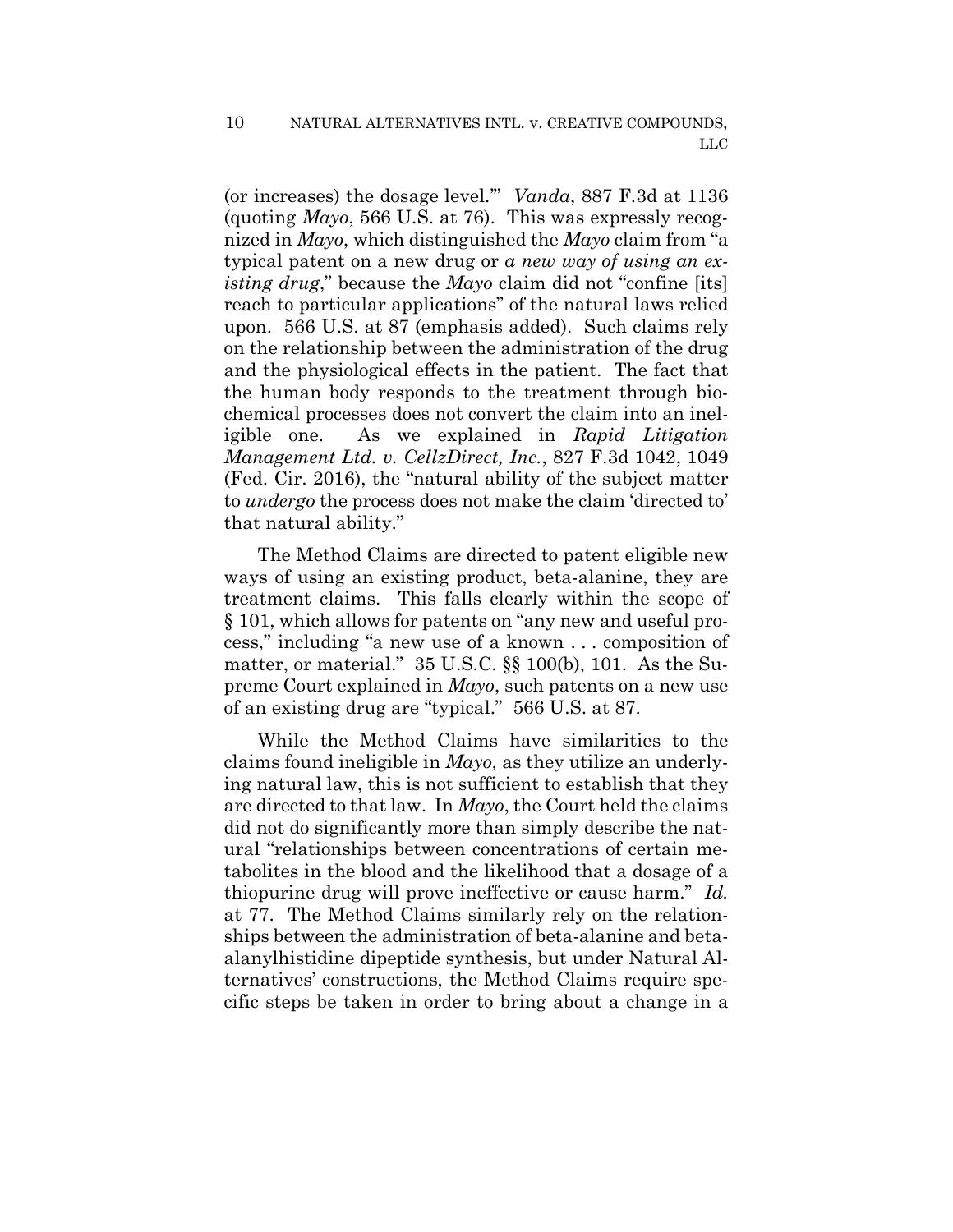(or increases) the dosage level.'" *Vanda*, 887 F.3d at 1136 (quoting *Mayo*, 566 U.S. at 76). This was expressly recognized in *Mayo*, which distinguished the *Mayo* claim from "a typical patent on a new drug or *a new way of using an existing drug*," because the *Mayo* claim did not "confine [its] reach to particular applications" of the natural laws relied upon. 566 U.S. at 87 (emphasis added). Such claims rely on the relationship between the administration of the drug and the physiological effects in the patient. The fact that the human body responds to the treatment through biochemical processes does not convert the claim into an ineligible one. As we explained in *Rapid Litigation Management Ltd. v. CellzDirect, Inc.*, 827 F.3d 1042, 1049 (Fed. Cir. 2016), the "natural ability of the subject matter to *undergo* the process does not make the claim 'directed to' that natural ability."

The Method Claims are directed to patent eligible new ways of using an existing product, beta-alanine, they are treatment claims. This falls clearly within the scope of § 101, which allows for patents on "any new and useful process," including "a new use of a known . . . composition of matter, or material." 35 U.S.C. §§ 100(b), 101. As the Supreme Court explained in *Mayo*, such patents on a new use of an existing drug are "typical." 566 U.S. at 87.

While the Method Claims have similarities to the claims found ineligible in *Mayo,* as they utilize an underlying natural law, this is not sufficient to establish that they are directed to that law. In *Mayo*, the Court held the claims did not do significantly more than simply describe the natural "relationships between concentrations of certain metabolites in the blood and the likelihood that a dosage of a thiopurine drug will prove ineffective or cause harm." *Id.* at 77. The Method Claims similarly rely on the relationships between the administration of beta-alanine and beta-alanylhistidine dipeptide synthesis, but under Natural Alternatives' constructions, the Method Claims require specific steps be taken in order to bring about a change in a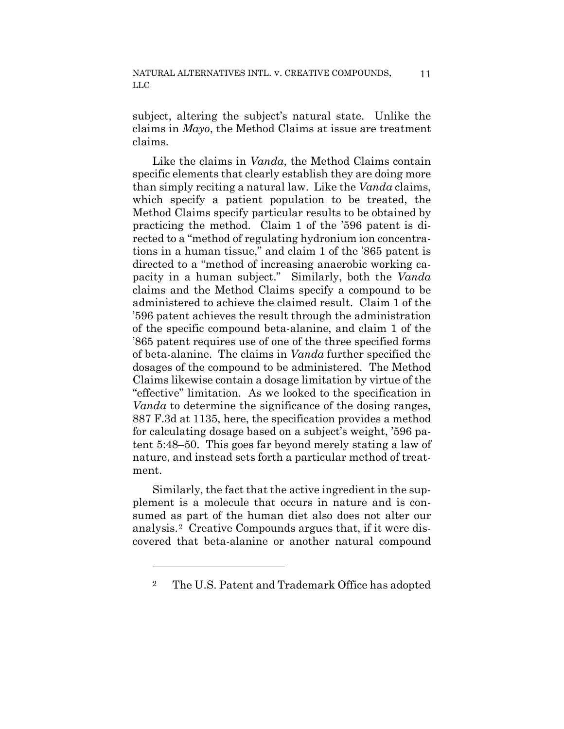subject, altering the subject's natural state. Unlike the claims in *Mayo*, the Method Claims at issue are treatment claims.

Like the claims in *Vanda*, the Method Claims contain specific elements that clearly establish they are doing more than simply reciting a natural law. Like the *Vanda* claims, which specify a patient population to be treated, the Method Claims specify particular results to be obtained by practicing the method. Claim 1 of the '596 patent is directed to a "method of regulating hydronium ion concentrations in a human tissue," and claim 1 of the '865 patent is directed to a "method of increasing anaerobic working capacity in a human subject." Similarly, both the *Vanda* claims and the Method Claims specify a compound to be administered to achieve the claimed result. Claim 1 of the '596 patent achieves the result through the administration of the specific compound beta-alanine, and claim 1 of the '865 patent requires use of one of the three specified forms of beta-alanine. The claims in *Vanda* further specified the dosages of the compound to be administered. The Method Claims likewise contain a dosage limitation by virtue of the "effective" limitation. As we looked to the specification in *Vanda* to determine the significance of the dosing ranges, 887 F.3d at 1135, here, the specification provides a method for calculating dosage based on a subject's weight, '596 patent 5:48–50. This goes far beyond merely stating a law of nature, and instead sets forth a particular method of treatment.

Similarly, the fact that the active ingredient in the supplement is a molecule that occurs in nature and is consumed as part of the human diet also does not alter our analysis.[2] Creative Compounds argues that, if it were discovered that beta-alanine or another natural compound

---

[2] The U.S. Patent and Trademark Office has adopted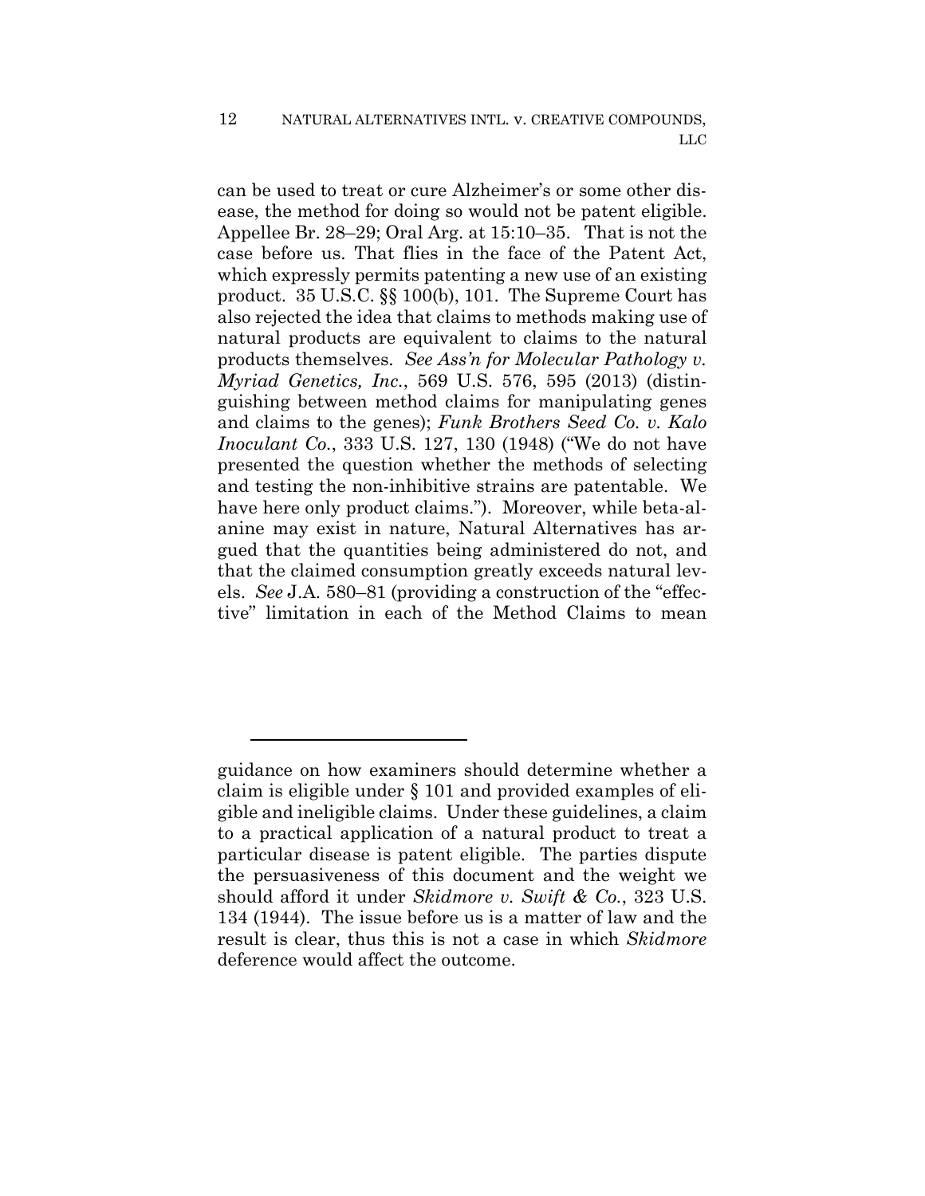can be used to treat or cure Alzheimer's or some other disease, the method for doing so would not be patent eligible. Appellee Br. 28–29; Oral Arg. at 15:10–35. That is not the case before us. That flies in the face of the Patent Act, which expressly permits patenting a new use of an existing product. 35 U.S.C. §§ 100(b), 101. The Supreme Court has also rejected the idea that claims to methods making use of natural products are equivalent to claims to the natural products themselves. *See Ass'n for Molecular Pathology v. Myriad Genetics, Inc.*, 569 U.S. 576, 595 (2013) (distinguishing between method claims for manipulating genes and claims to the genes); *Funk Brothers Seed Co. v. Kalo Inoculant Co.*, 333 U.S. 127, 130 (1948) ("We do not have presented the question whether the methods of selecting and testing the non-inhibitive strains are patentable. We have here only product claims."). Moreover, while beta-alanine may exist in nature, Natural Alternatives has argued that the quantities being administered do not, and that the claimed consumption greatly exceeds natural levels. *See* J.A. 580–81 (providing a construction of the "effective" limitation in each of the Method Claims to mean

---

guidance on how examiners should determine whether a claim is eligible under § 101 and provided examples of eligible and ineligible claims. Under these guidelines, a claim to a practical application of a natural product to treat a particular disease is patent eligible. The parties dispute the persuasiveness of this document and the weight we should afford it under *Skidmore v. Swift & Co.*, 323 U.S. 134 (1944). The issue before us is a matter of law and the result is clear, thus this is not a case in which *Skidmore* deference would affect the outcome.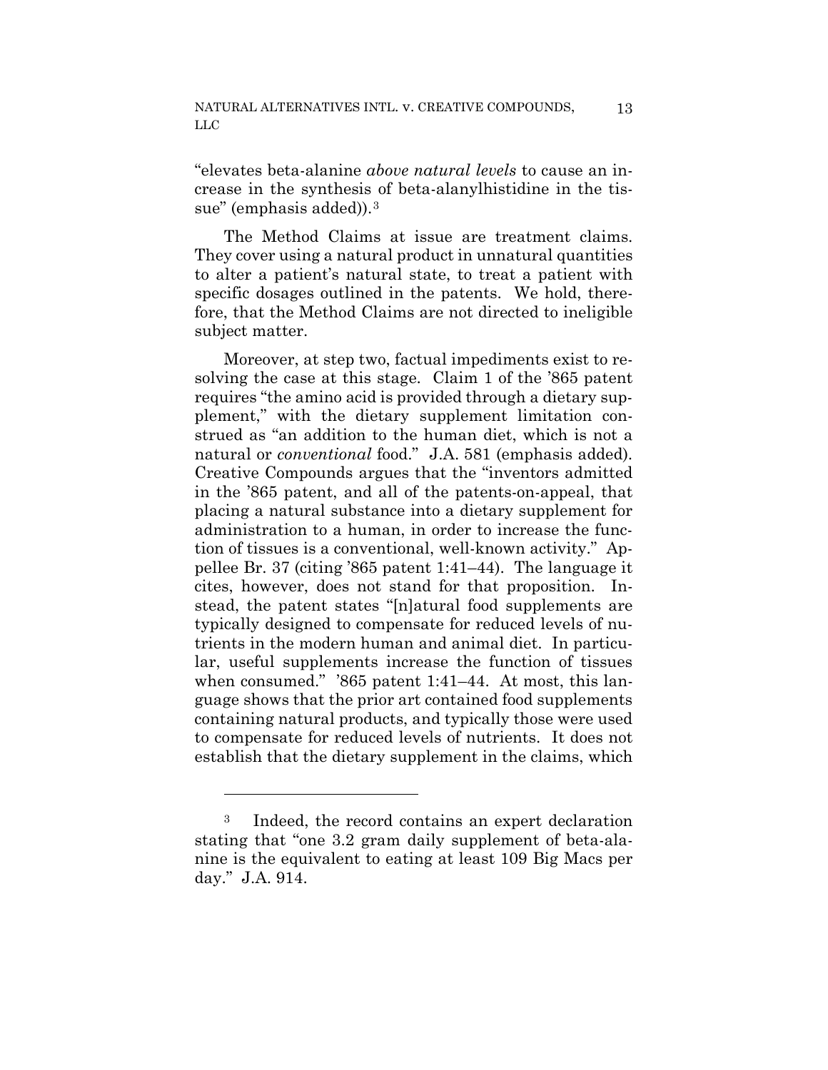"elevates beta-alanine *above natural levels* to cause an increase in the synthesis of beta-alanylhistidine in the tissue" (emphasis added)).[3]

The Method Claims at issue are treatment claims. They cover using a natural product in unnatural quantities to alter a patient's natural state, to treat a patient with specific dosages outlined in the patents. We hold, therefore, that the Method Claims are not directed to ineligible subject matter.

Moreover, at step two, factual impediments exist to resolving the case at this stage. Claim 1 of the '865 patent requires "the amino acid is provided through a dietary supplement," with the dietary supplement limitation construed as "an addition to the human diet, which is not a natural or *conventional* food." J.A. 581 (emphasis added). Creative Compounds argues that the "inventors admitted in the '865 patent, and all of the patents-on-appeal, that placing a natural substance into a dietary supplement for administration to a human, in order to increase the function of tissues is a conventional, well-known activity." Appellee Br. 37 (citing '865 patent 1:41–44). The language it cites, however, does not stand for that proposition. Instead, the patent states "[n]atural food supplements are typically designed to compensate for reduced levels of nutrients in the modern human and animal diet. In particular, useful supplements increase the function of tissues when consumed." '865 patent 1:41–44. At most, this language shows that the prior art contained food supplements containing natural products, and typically those were used to compensate for reduced levels of nutrients. It does not establish that the dietary supplement in the claims, which

---

[3] Indeed, the record contains an expert declaration stating that "one 3.2 gram daily supplement of beta-alanine is the equivalent to eating at least 109 Big Macs per day." J.A. 914.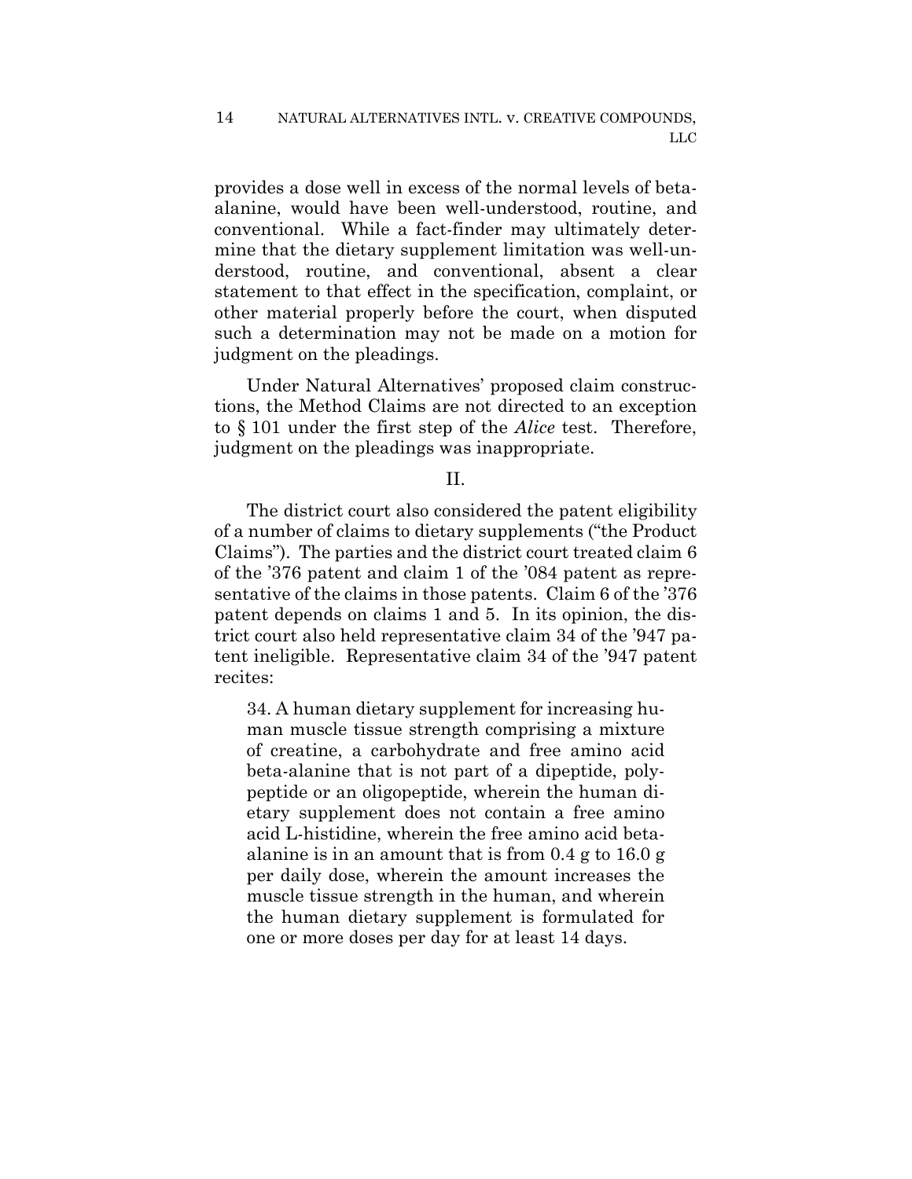provides a dose well in excess of the normal levels of beta-alanine, would have been well-understood, routine, and conventional. While a fact-finder may ultimately determine that the dietary supplement limitation was well-understood, routine, and conventional, absent a clear statement to that effect in the specification, complaint, or other material properly before the court, when disputed such a determination may not be made on a motion for judgment on the pleadings.

Under Natural Alternatives' proposed claim constructions, the Method Claims are not directed to an exception to § 101 under the first step of the *Alice* test. Therefore, judgment on the pleadings was inappropriate.

II.

The district court also considered the patent eligibility of a number of claims to dietary supplements ("the Product Claims"). The parties and the district court treated claim 6 of the '376 patent and claim 1 of the '084 patent as representative of the claims in those patents. Claim 6 of the '376 patent depends on claims 1 and 5. In its opinion, the district court also held representative claim 34 of the '947 patent ineligible. Representative claim 34 of the '947 patent recites:

> 34. A human dietary supplement for increasing human muscle tissue strength comprising a mixture of creatine, a carbohydrate and free amino acid beta-alanine that is not part of a dipeptide, polypeptide or an oligopeptide, wherein the human dietary supplement does not contain a free amino acid L-histidine, wherein the free amino acid beta-alanine is in an amount that is from 0.4 g to 16.0 g per daily dose, wherein the amount increases the muscle tissue strength in the human, and wherein the human dietary supplement is formulated for one or more doses per day for at least 14 days.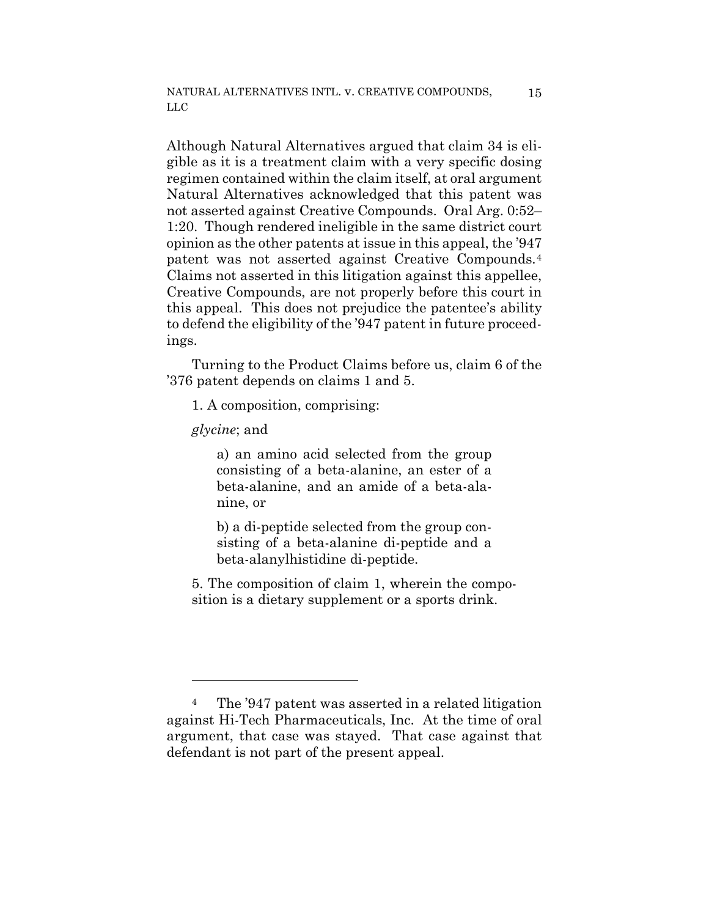Although Natural Alternatives argued that claim 34 is eligible as it is a treatment claim with a very specific dosing regimen contained within the claim itself, at oral argument Natural Alternatives acknowledged that this patent was not asserted against Creative Compounds. Oral Arg. 0:52–1:20. Though rendered ineligible in the same district court opinion as the other patents at issue in this appeal, the '947 patent was not asserted against Creative Compounds.[4] Claims not asserted in this litigation against this appellee, Creative Compounds, are not properly before this court in this appeal. This does not prejudice the patentee's ability to defend the eligibility of the '947 patent in future proceedings.

Turning to the Product Claims before us, claim 6 of the '376 patent depends on claims 1 and 5.

> 1. A composition, comprising:
>
> *glycine*; and
>
> > a) an amino acid selected from the group consisting of a beta-alanine, an ester of a beta-alanine, and an amide of a beta-alanine, or
> >
> > b) a di-peptide selected from the group consisting of a beta-alanine di-peptide and a beta-alanylhistidine di-peptide.
>
> 5. The composition of claim 1, wherein the composition is a dietary supplement or a sports drink.

---

[4] The '947 patent was asserted in a related litigation against Hi-Tech Pharmaceuticals, Inc. At the time of oral argument, that case was stayed. That case against that defendant is not part of the present appeal.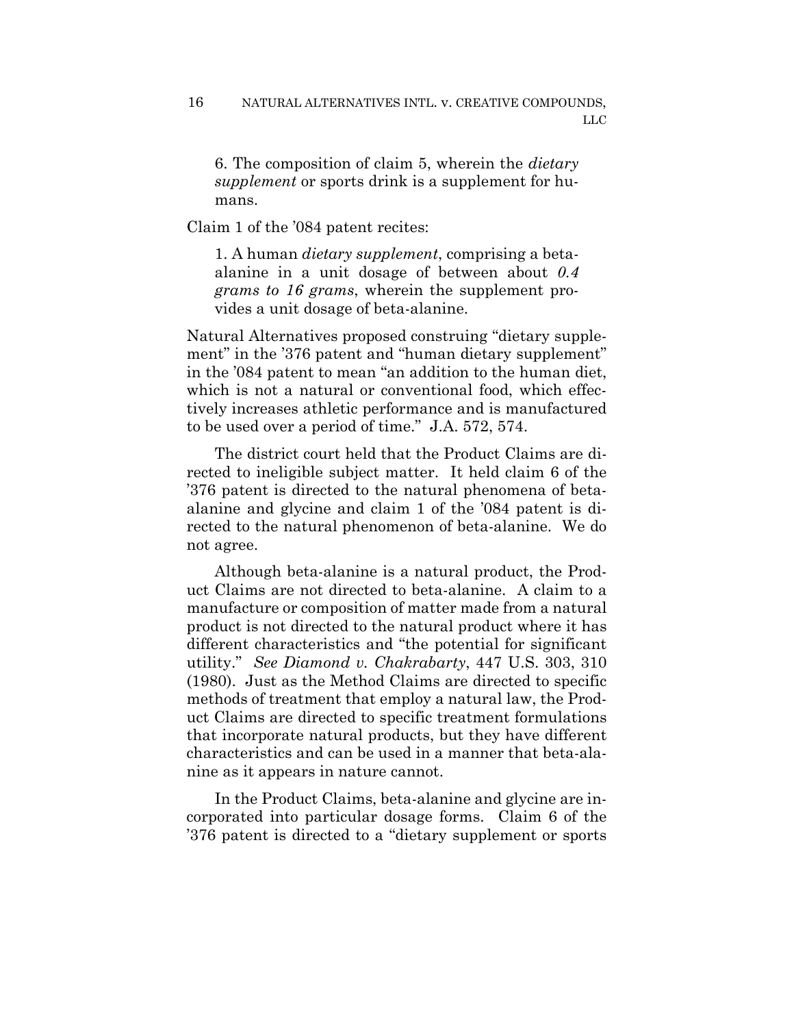> 6. The composition of claim 5, wherein the *dietary supplement* or sports drink is a supplement for humans.

Claim 1 of the '084 patent recites:

> 1. A human *dietary supplement*, comprising a beta-alanine in a unit dosage of between about *0.4 grams to 16 grams*, wherein the supplement provides a unit dosage of beta-alanine.

Natural Alternatives proposed construing "dietary supplement" in the '376 patent and "human dietary supplement" in the '084 patent to mean "an addition to the human diet, which is not a natural or conventional food, which effectively increases athletic performance and is manufactured to be used over a period of time." J.A. 572, 574.

The district court held that the Product Claims are directed to ineligible subject matter. It held claim 6 of the '376 patent is directed to the natural phenomena of beta-alanine and glycine and claim 1 of the '084 patent is directed to the natural phenomenon of beta-alanine. We do not agree.

Although beta-alanine is a natural product, the Product Claims are not directed to beta-alanine. A claim to a manufacture or composition of matter made from a natural product is not directed to the natural product where it has different characteristics and "the potential for significant utility." *See Diamond v. Chakrabarty*, 447 U.S. 303, 310 (1980). Just as the Method Claims are directed to specific methods of treatment that employ a natural law, the Product Claims are directed to specific treatment formulations that incorporate natural products, but they have different characteristics and can be used in a manner that beta-alanine as it appears in nature cannot.

In the Product Claims, beta-alanine and glycine are incorporated into particular dosage forms. Claim 6 of the '376 patent is directed to a "dietary supplement or sports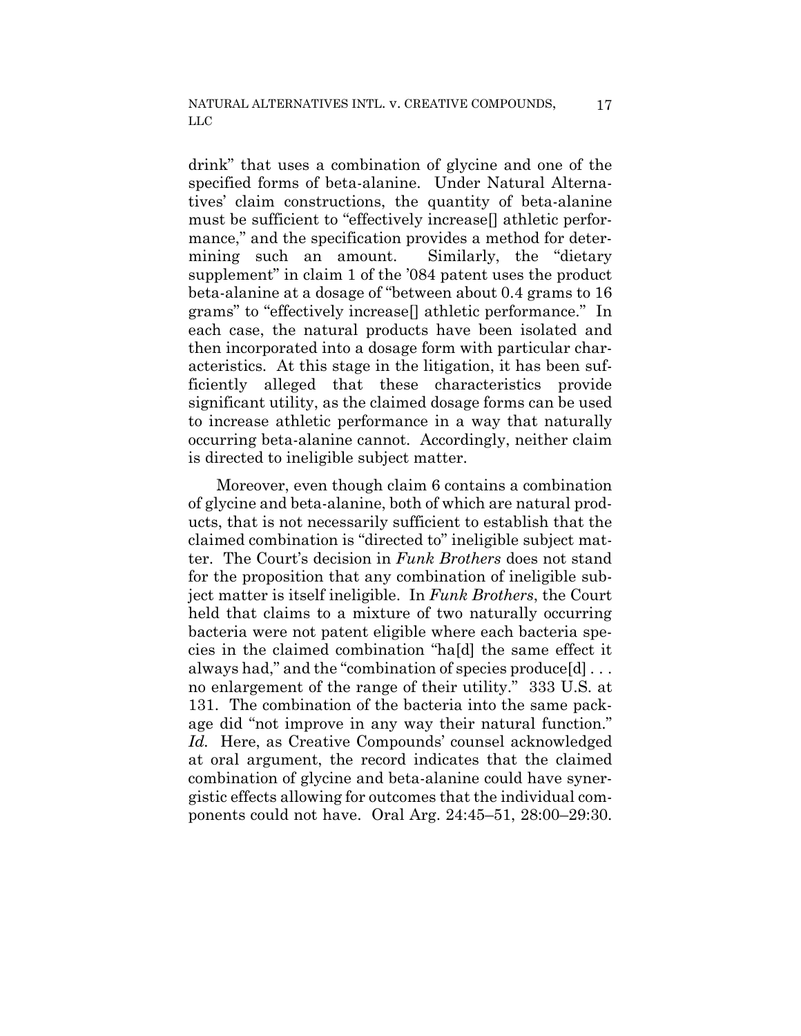drink" that uses a combination of glycine and one of the specified forms of beta-alanine. Under Natural Alternatives' claim constructions, the quantity of beta-alanine must be sufficient to "effectively increase[] athletic performance," and the specification provides a method for determining such an amount. Similarly, the "dietary supplement" in claim 1 of the '084 patent uses the product beta-alanine at a dosage of "between about 0.4 grams to 16 grams" to "effectively increase[] athletic performance." In each case, the natural products have been isolated and then incorporated into a dosage form with particular characteristics. At this stage in the litigation, it has been sufficiently alleged that these characteristics provide significant utility, as the claimed dosage forms can be used to increase athletic performance in a way that naturally occurring beta-alanine cannot. Accordingly, neither claim is directed to ineligible subject matter.

Moreover, even though claim 6 contains a combination of glycine and beta-alanine, both of which are natural products, that is not necessarily sufficient to establish that the claimed combination is "directed to" ineligible subject matter. The Court's decision in *Funk Brothers* does not stand for the proposition that any combination of ineligible subject matter is itself ineligible. In *Funk Brothers*, the Court held that claims to a mixture of two naturally occurring bacteria were not patent eligible where each bacteria species in the claimed combination "ha[d] the same effect it always had," and the "combination of species produce[d] . . . no enlargement of the range of their utility." 333 U.S. at 131. The combination of the bacteria into the same package did "not improve in any way their natural function." *Id.* Here, as Creative Compounds' counsel acknowledged at oral argument, the record indicates that the claimed combination of glycine and beta-alanine could have synergistic effects allowing for outcomes that the individual components could not have. Oral Arg. 24:45–51, 28:00–29:30.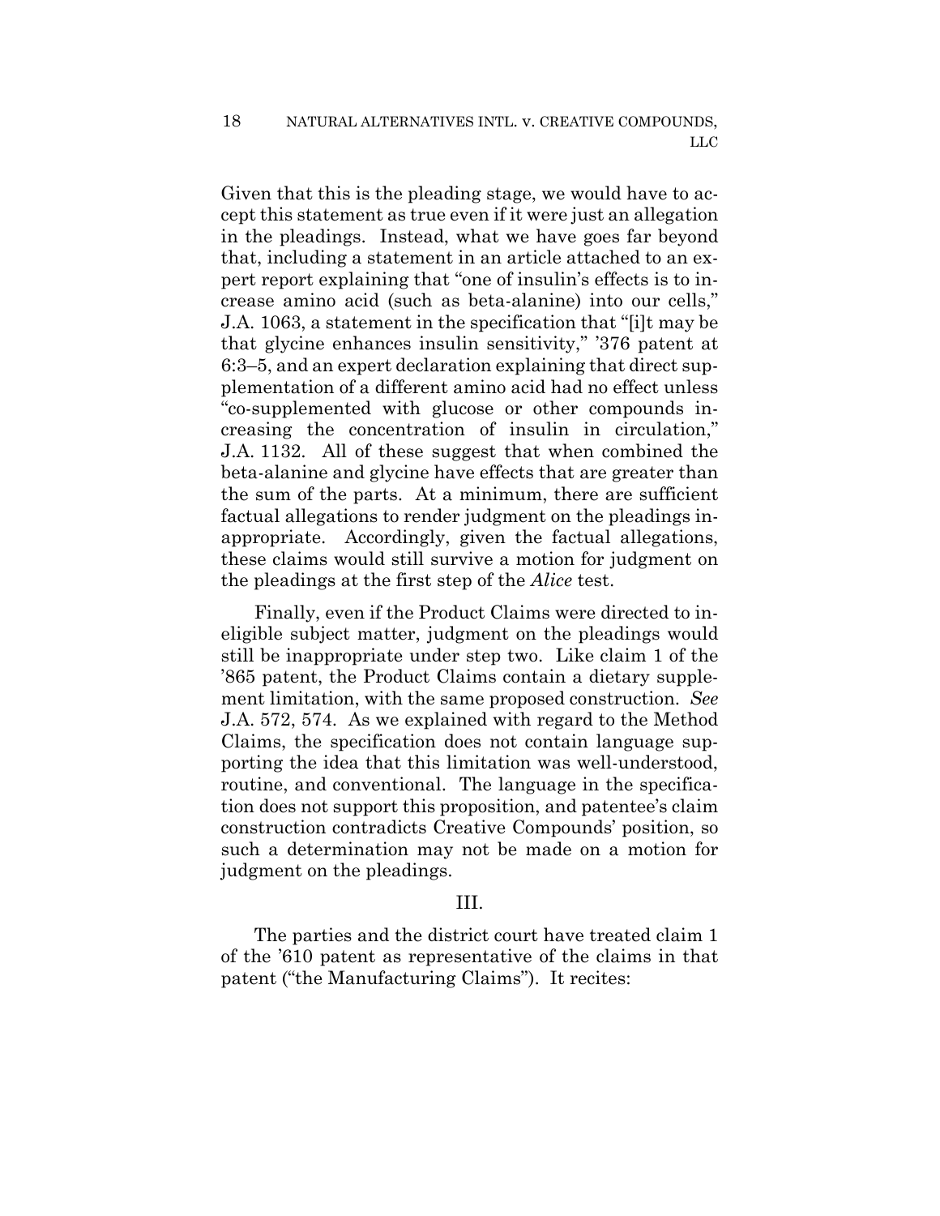Given that this is the pleading stage, we would have to accept this statement as true even if it were just an allegation in the pleadings. Instead, what we have goes far beyond that, including a statement in an article attached to an expert report explaining that "one of insulin's effects is to increase amino acid (such as beta-alanine) into our cells," J.A. 1063, a statement in the specification that "[i]t may be that glycine enhances insulin sensitivity," '376 patent at 6:3–5, and an expert declaration explaining that direct supplementation of a different amino acid had no effect unless "co-supplemented with glucose or other compounds increasing the concentration of insulin in circulation," J.A. 1132. All of these suggest that when combined the beta-alanine and glycine have effects that are greater than the sum of the parts. At a minimum, there are sufficient factual allegations to render judgment on the pleadings inappropriate. Accordingly, given the factual allegations, these claims would still survive a motion for judgment on the pleadings at the first step of the *Alice* test.

Finally, even if the Product Claims were directed to ineligible subject matter, judgment on the pleadings would still be inappropriate under step two. Like claim 1 of the '865 patent, the Product Claims contain a dietary supplement limitation, with the same proposed construction. *See* J.A. 572, 574. As we explained with regard to the Method Claims, the specification does not contain language supporting the idea that this limitation was well-understood, routine, and conventional. The language in the specification does not support this proposition, and patentee's claim construction contradicts Creative Compounds' position, so such a determination may not be made on a motion for judgment on the pleadings.

## III.

The parties and the district court have treated claim 1 of the '610 patent as representative of the claims in that patent ("the Manufacturing Claims"). It recites: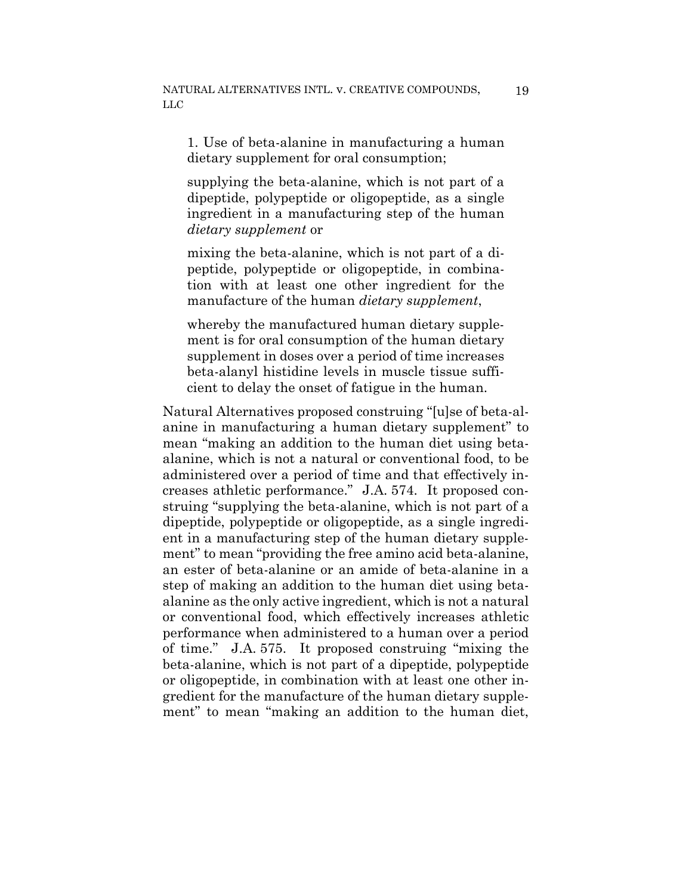> 1. Use of beta-alanine in manufacturing a human dietary supplement for oral consumption;
>
> supplying the beta-alanine, which is not part of a dipeptide, polypeptide or oligopeptide, as a single ingredient in a manufacturing step of the human *dietary supplement* or
>
> mixing the beta-alanine, which is not part of a dipeptide, polypeptide or oligopeptide, in combination with at least one other ingredient for the manufacture of the human *dietary supplement*,
>
> whereby the manufactured human dietary supplement is for oral consumption of the human dietary supplement in doses over a period of time increases beta-alanyl histidine levels in muscle tissue sufficient to delay the onset of fatigue in the human.

Natural Alternatives proposed construing "[u]se of beta-alanine in manufacturing a human dietary supplement" to mean "making an addition to the human diet using beta-alanine, which is not a natural or conventional food, to be administered over a period of time and that effectively increases athletic performance." J.A. 574. It proposed construing "supplying the beta-alanine, which is not part of a dipeptide, polypeptide or oligopeptide, as a single ingredient in a manufacturing step of the human dietary supplement" to mean "providing the free amino acid beta-alanine, an ester of beta-alanine or an amide of beta-alanine in a step of making an addition to the human diet using beta-alanine as the only active ingredient, which is not a natural or conventional food, which effectively increases athletic performance when administered to a human over a period of time." J.A. 575. It proposed construing "mixing the beta-alanine, which is not part of a dipeptide, polypeptide or oligopeptide, in combination with at least one other ingredient for the manufacture of the human dietary supplement" to mean "making an addition to the human diet,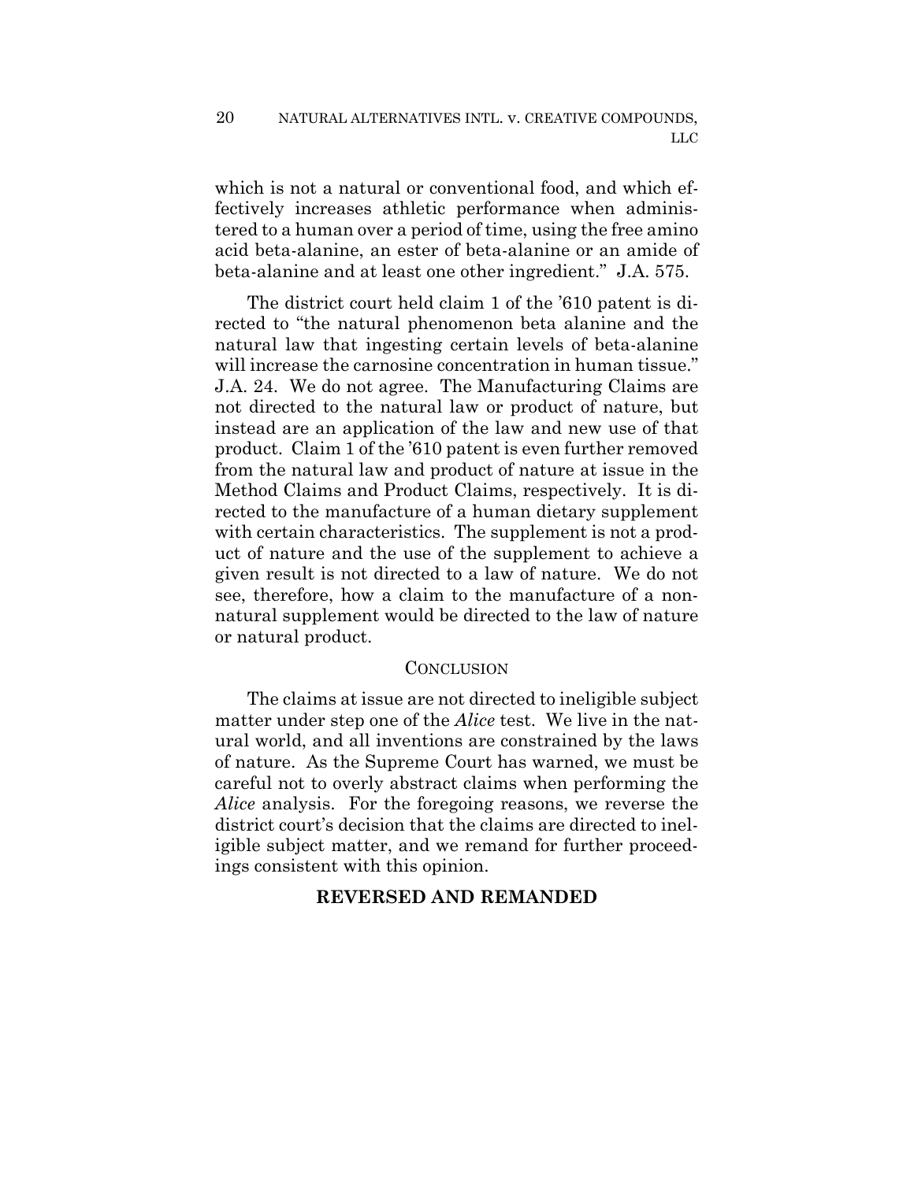which is not a natural or conventional food, and which effectively increases athletic performance when administered to a human over a period of time, using the free amino acid beta-alanine, an ester of beta-alanine or an amide of beta-alanine and at least one other ingredient." J.A. 575.

The district court held claim 1 of the '610 patent is directed to "the natural phenomenon beta alanine and the natural law that ingesting certain levels of beta-alanine will increase the carnosine concentration in human tissue." J.A. 24. We do not agree. The Manufacturing Claims are not directed to the natural law or product of nature, but instead are an application of the law and new use of that product. Claim 1 of the '610 patent is even further removed from the natural law and product of nature at issue in the Method Claims and Product Claims, respectively. It is directed to the manufacture of a human dietary supplement with certain characteristics. The supplement is not a product of nature and the use of the supplement to achieve a given result is not directed to a law of nature. We do not see, therefore, how a claim to the manufacture of a non-natural supplement would be directed to the law of nature or natural product.

## CONCLUSION

The claims at issue are not directed to ineligible subject matter under step one of the *Alice* test. We live in the natural world, and all inventions are constrained by the laws of nature. As the Supreme Court has warned, we must be careful not to overly abstract claims when performing the *Alice* analysis. For the foregoing reasons, we reverse the district court's decision that the claims are directed to ineligible subject matter, and we remand for further proceedings consistent with this opinion.

**REVERSED AND REMANDED**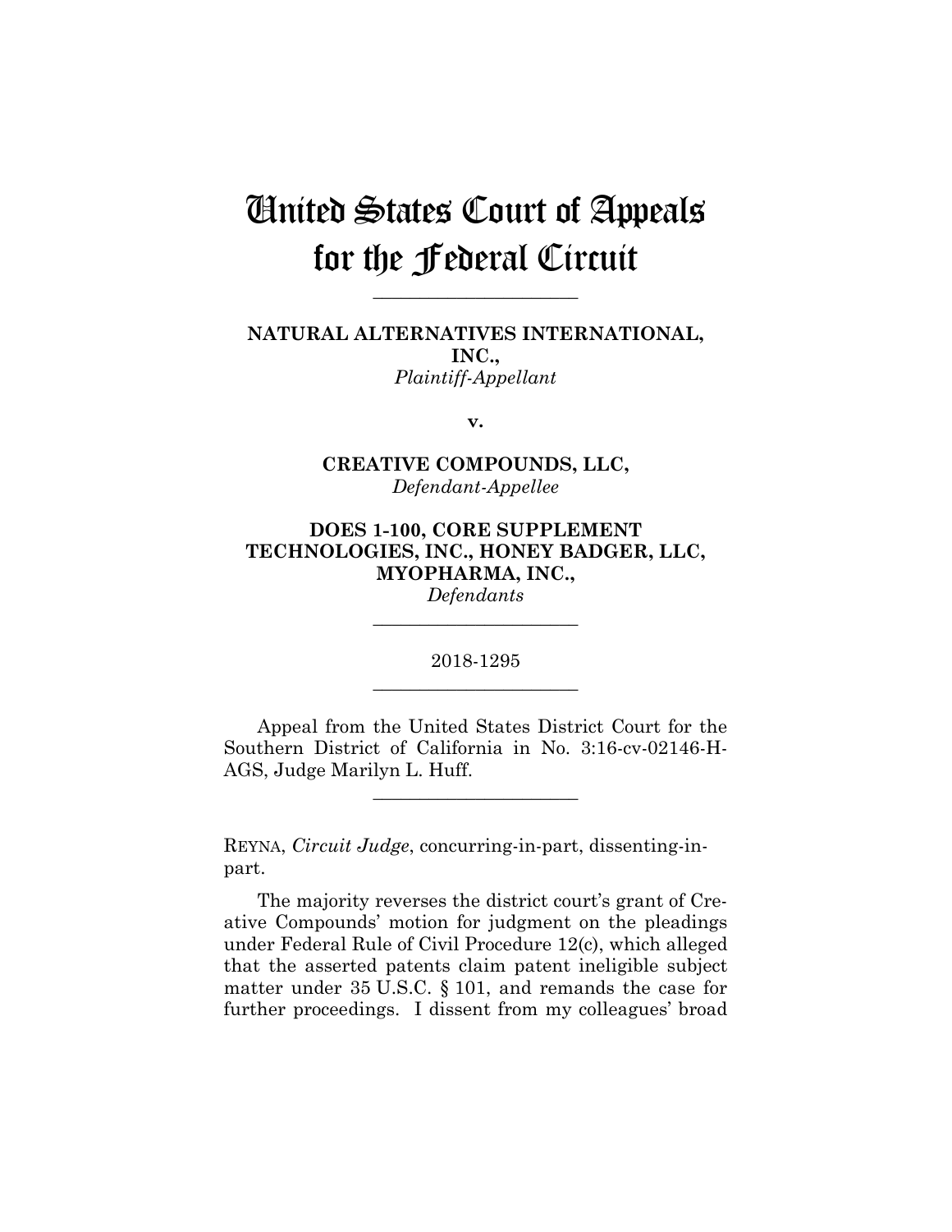# United States Court of Appeals for the Federal Circuit

---

**NATURAL ALTERNATIVES INTERNATIONAL, INC.,**
*Plaintiff-Appellant*

**v.**

**CREATIVE COMPOUNDS, LLC,**
*Defendant-Appellee*

**DOES 1-100, CORE SUPPLEMENT TECHNOLOGIES, INC., HONEY BADGER, LLC, MYOPHARMA, INC.,**
*Defendants*

---

2018-1295

---

Appeal from the United States District Court for the Southern District of California in No. 3:16-cv-02146-H-AGS, Judge Marilyn L. Huff.

---

REYNA, *Circuit Judge*, concurring-in-part, dissenting-in-part.

The majority reverses the district court's grant of Creative Compounds' motion for judgment on the pleadings under Federal Rule of Civil Procedure 12(c), which alleged that the asserted patents claim patent ineligible subject matter under 35 U.S.C. § 101, and remands the case for further proceedings. I dissent from my colleagues' broad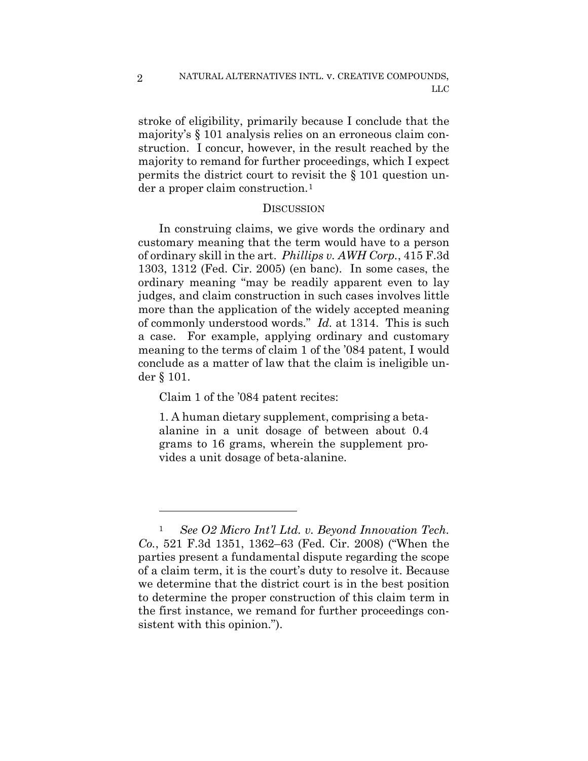stroke of eligibility, primarily because I conclude that the majority's § 101 analysis relies on an erroneous claim construction. I concur, however, in the result reached by the majority to remand for further proceedings, which I expect permits the district court to revisit the § 101 question under a proper claim construction.[1]

## DISCUSSION

In construing claims, we give words the ordinary and customary meaning that the term would have to a person of ordinary skill in the art. *Phillips v. AWH Corp.*, 415 F.3d 1303, 1312 (Fed. Cir. 2005) (en banc). In some cases, the ordinary meaning "may be readily apparent even to lay judges, and claim construction in such cases involves little more than the application of the widely accepted meaning of commonly understood words." *Id.* at 1314. This is such a case. For example, applying ordinary and customary meaning to the terms of claim 1 of the '084 patent, I would conclude as a matter of law that the claim is ineligible under § 101.

Claim 1 of the '084 patent recites:

> 1. A human dietary supplement, comprising a beta-alanine in a unit dosage of between about 0.4 grams to 16 grams, wherein the supplement provides a unit dosage of beta-alanine.

---

[1] *See O2 Micro Int'l Ltd. v. Beyond Innovation Tech. Co.*, 521 F.3d 1351, 1362–63 (Fed. Cir. 2008) ("When the parties present a fundamental dispute regarding the scope of a claim term, it is the court's duty to resolve it. Because we determine that the district court is in the best position to determine the proper construction of this claim term in the first instance, we remand for further proceedings consistent with this opinion.").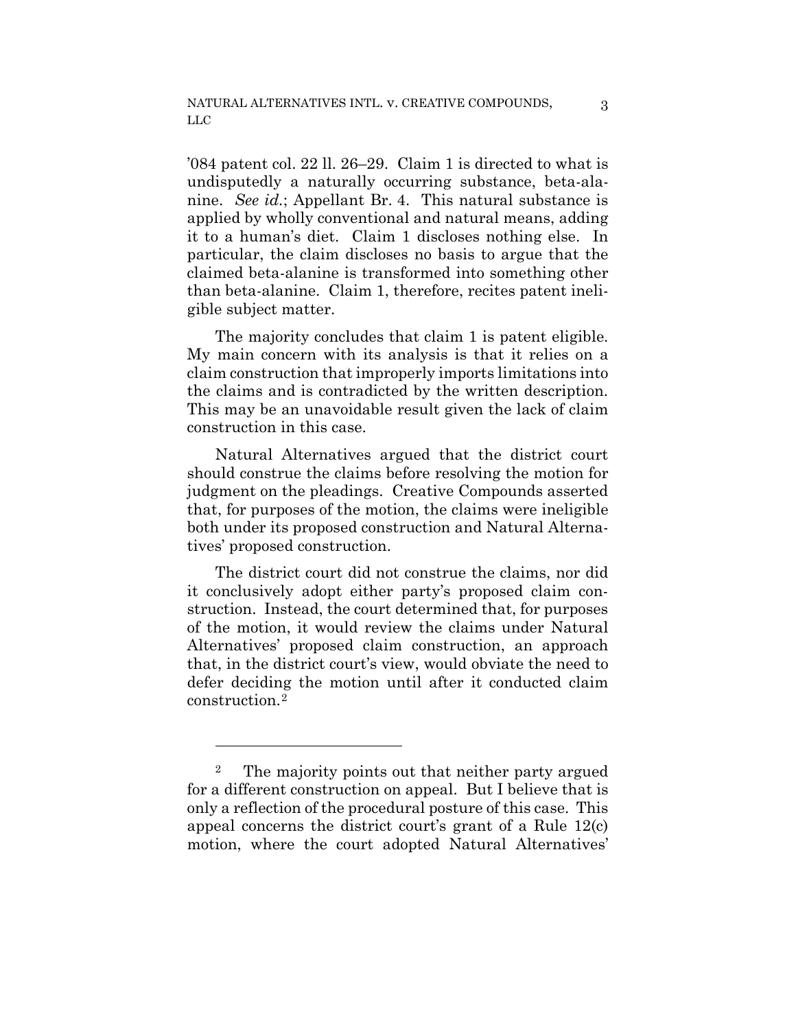'084 patent col. 22 ll. 26–29. Claim 1 is directed to what is undisputedly a naturally occurring substance, beta-alanine. *See id.*; Appellant Br. 4. This natural substance is applied by wholly conventional and natural means, adding it to a human's diet. Claim 1 discloses nothing else. In particular, the claim discloses no basis to argue that the claimed beta-alanine is transformed into something other than beta-alanine. Claim 1, therefore, recites patent ineligible subject matter.

The majority concludes that claim 1 is patent eligible. My main concern with its analysis is that it relies on a claim construction that improperly imports limitations into the claims and is contradicted by the written description. This may be an unavoidable result given the lack of claim construction in this case.

Natural Alternatives argued that the district court should construe the claims before resolving the motion for judgment on the pleadings. Creative Compounds asserted that, for purposes of the motion, the claims were ineligible both under its proposed construction and Natural Alternatives' proposed construction.

The district court did not construe the claims, nor did it conclusively adopt either party's proposed claim construction. Instead, the court determined that, for purposes of the motion, it would review the claims under Natural Alternatives' proposed claim construction, an approach that, in the district court's view, would obviate the need to defer deciding the motion until after it conducted claim construction.[2]

---

[2] The majority points out that neither party argued for a different construction on appeal. But I believe that is only a reflection of the procedural posture of this case. This appeal concerns the district court's grant of a Rule 12(c) motion, where the court adopted Natural Alternatives'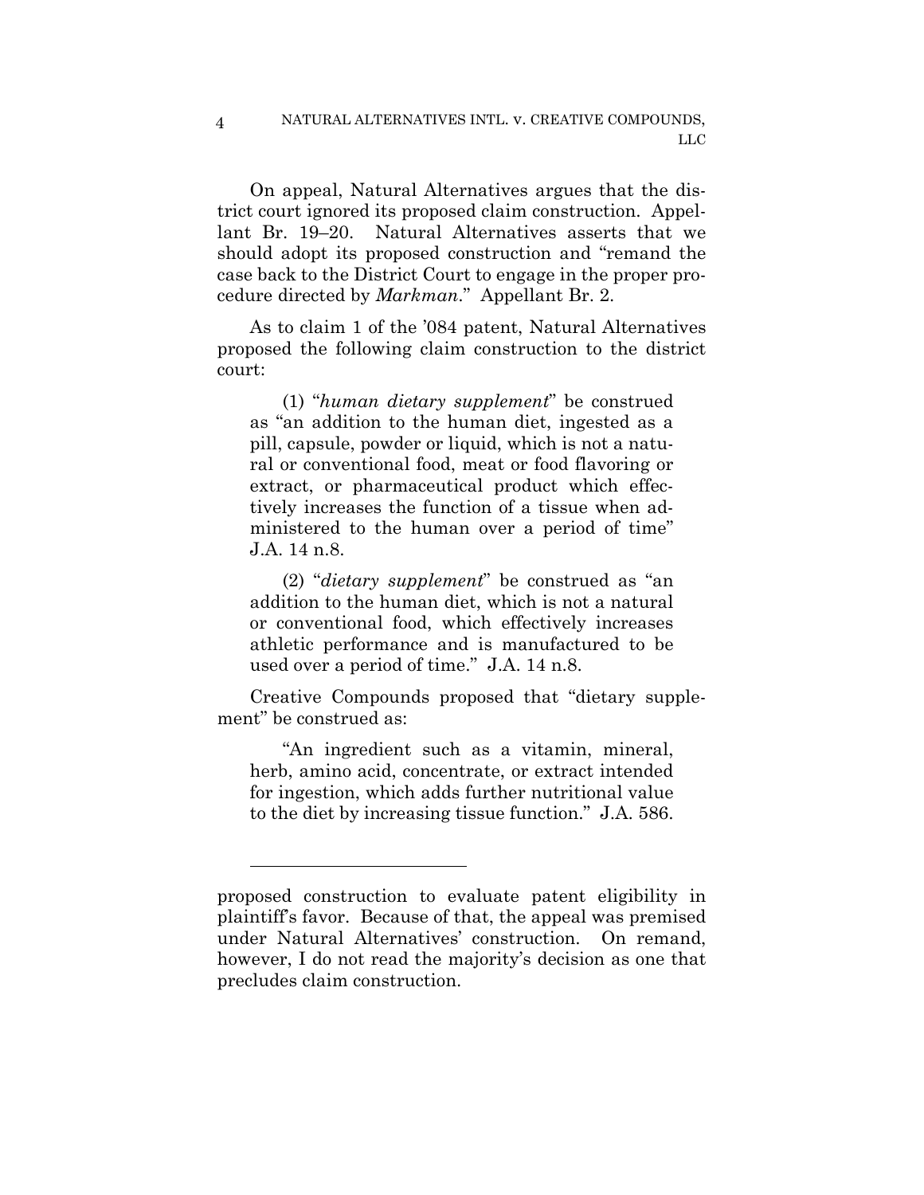On appeal, Natural Alternatives argues that the district court ignored its proposed claim construction. Appellant Br. 19–20. Natural Alternatives asserts that we should adopt its proposed construction and "remand the case back to the District Court to engage in the proper procedure directed by *Markman*." Appellant Br. 2.

As to claim 1 of the '084 patent, Natural Alternatives proposed the following claim construction to the district court:

> (1) "*human dietary supplement*" be construed as "an addition to the human diet, ingested as a pill, capsule, powder or liquid, which is not a natural or conventional food, meat or food flavoring or extract, or pharmaceutical product which effectively increases the function of a tissue when administered to the human over a period of time" J.A. 14 n.8.
>
> (2) "*dietary supplement*" be construed as "an addition to the human diet, which is not a natural or conventional food, which effectively increases athletic performance and is manufactured to be used over a period of time." J.A. 14 n.8.

Creative Compounds proposed that "dietary supplement" be construed as:

> "An ingredient such as a vitamin, mineral, herb, amino acid, concentrate, or extract intended for ingestion, which adds further nutritional value to the diet by increasing tissue function." J.A. 586.

---

proposed construction to evaluate patent eligibility in plaintiff's favor. Because of that, the appeal was premised under Natural Alternatives' construction. On remand, however, I do not read the majority's decision as one that precludes claim construction.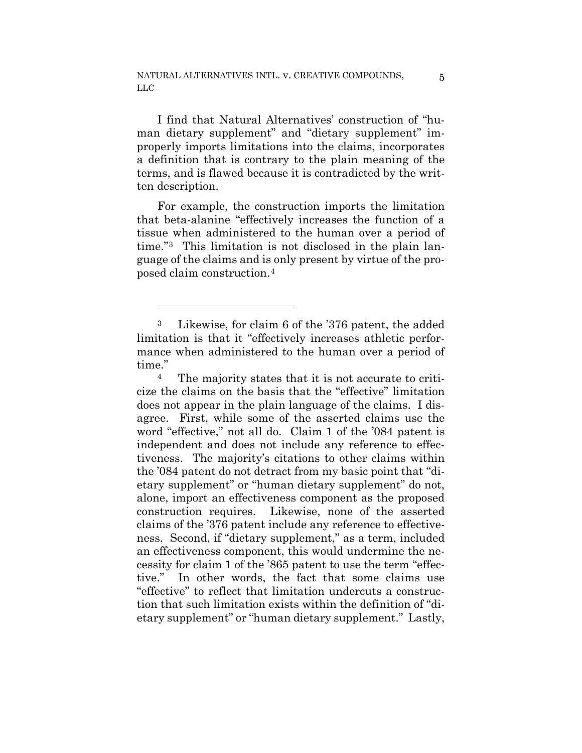I find that Natural Alternatives' construction of "human dietary supplement" and "dietary supplement" improperly imports limitations into the claims, incorporates a definition that is contrary to the plain meaning of the terms, and is flawed because it is contradicted by the written description.

For example, the construction imports the limitation that beta-alanine "effectively increases the function of a tissue when administered to the human over a period of time."[3] This limitation is not disclosed in the plain language of the claims and is only present by virtue of the proposed claim construction.[4]

---

[3] Likewise, for claim 6 of the '376 patent, the added limitation is that it "effectively increases athletic performance when administered to the human over a period of time."

[4] The majority states that it is not accurate to criticize the claims on the basis that the "effective" limitation does not appear in the plain language of the claims. I disagree. First, while some of the asserted claims use the word "effective," not all do. Claim 1 of the '084 patent is independent and does not include any reference to effectiveness. The majority's citations to other claims within the '084 patent do not detract from my basic point that "dietary supplement" or "human dietary supplement" do not, alone, import an effectiveness component as the proposed construction requires. Likewise, none of the asserted claims of the '376 patent include any reference to effectiveness. Second, if "dietary supplement," as a term, included an effectiveness component, this would undermine the necessity for claim 1 of the '865 patent to use the term "effective." In other words, the fact that some claims use "effective" to reflect that limitation undercuts a construction that such limitation exists within the definition of "dietary supplement" or "human dietary supplement." Lastly,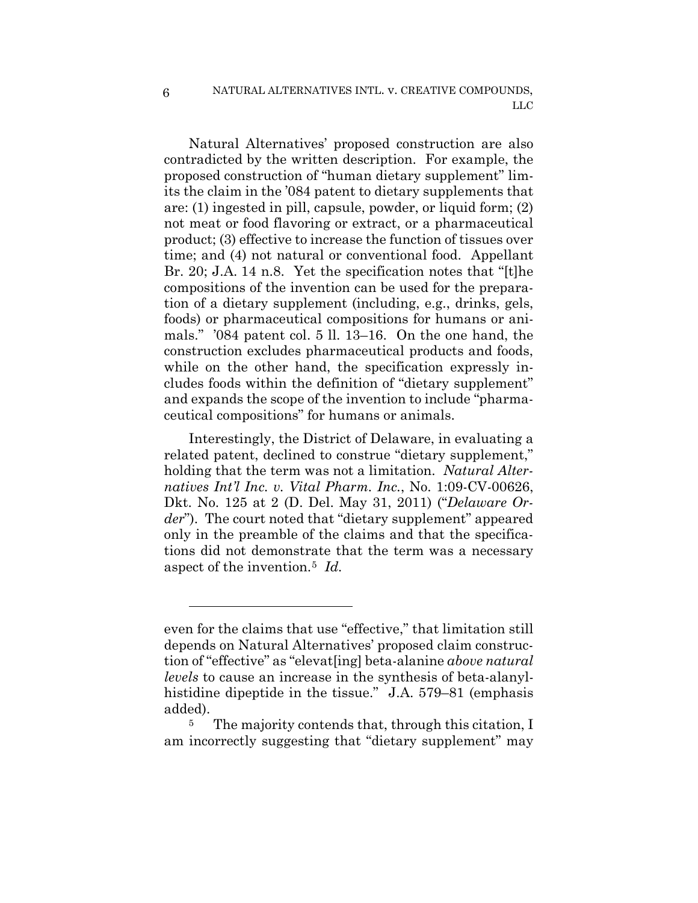Natural Alternatives' proposed construction are also contradicted by the written description. For example, the proposed construction of "human dietary supplement" limits the claim in the '084 patent to dietary supplements that are: (1) ingested in pill, capsule, powder, or liquid form; (2) not meat or food flavoring or extract, or a pharmaceutical product; (3) effective to increase the function of tissues over time; and (4) not natural or conventional food. Appellant Br. 20; J.A. 14 n.8. Yet the specification notes that "[t]he compositions of the invention can be used for the preparation of a dietary supplement (including, e.g., drinks, gels, foods) or pharmaceutical compositions for humans or animals." '084 patent col. 5 ll. 13–16. On the one hand, the construction excludes pharmaceutical products and foods, while on the other hand, the specification expressly includes foods within the definition of "dietary supplement" and expands the scope of the invention to include "pharmaceutical compositions" for humans or animals.

Interestingly, the District of Delaware, in evaluating a related patent, declined to construe "dietary supplement," holding that the term was not a limitation. *Natural Alternatives Int'l Inc. v. Vital Pharm. Inc.*, No. 1:09-CV-00626, Dkt. No. 125 at 2 (D. Del. May 31, 2011) ("*Delaware Order*"). The court noted that "dietary supplement" appeared only in the preamble of the claims and that the specifications did not demonstrate that the term was a necessary aspect of the invention.[5] *Id.*

---

even for the claims that use "effective," that limitation still depends on Natural Alternatives' proposed claim construction of "effective" as "elevat[ing] beta-alanine *above natural levels* to cause an increase in the synthesis of beta-alanylhistidine dipeptide in the tissue." J.A. 579–81 (emphasis added).

[5] The majority contends that, through this citation, I am incorrectly suggesting that "dietary supplement" may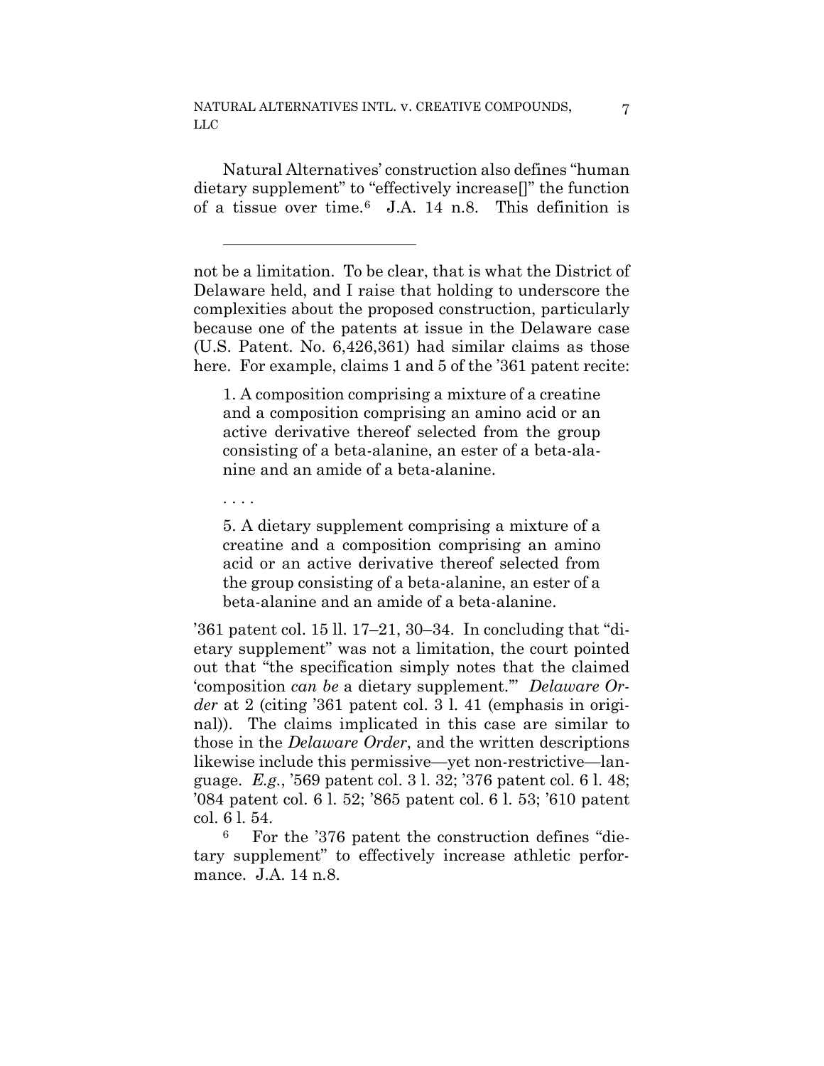Natural Alternatives' construction also defines "human dietary supplement" to "effectively increase[]" the function of a tissue over time.[6] J.A. 14 n.8. This definition is

---

not be a limitation. To be clear, that is what the District of Delaware held, and I raise that holding to underscore the complexities about the proposed construction, particularly because one of the patents at issue in the Delaware case (U.S. Patent. No. 6,426,361) had similar claims as those here. For example, claims 1 and 5 of the '361 patent recite:

> 1. A composition comprising a mixture of a creatine and a composition comprising an amino acid or an active derivative thereof selected from the group consisting of a beta-alanine, an ester of a beta-alanine and an amide of a beta-alanine.
>
> . . . .
>
> 5. A dietary supplement comprising a mixture of a creatine and a composition comprising an amino acid or an active derivative thereof selected from the group consisting of a beta-alanine, an ester of a beta-alanine and an amide of a beta-alanine.

'361 patent col. 15 ll. 17–21, 30–34. In concluding that "dietary supplement" was not a limitation, the court pointed out that "the specification simply notes that the claimed 'composition *can be* a dietary supplement.'" *Delaware Order* at 2 (citing '361 patent col. 3 l. 41 (emphasis in original)). The claims implicated in this case are similar to those in the *Delaware Order*, and the written descriptions likewise include this permissive—yet non-restrictive—language. *E.g.*, '569 patent col. 3 l. 32; '376 patent col. 6 l. 48; '084 patent col. 6 l. 52; '865 patent col. 6 l. 53; '610 patent col. 6 l. 54.

[6] For the '376 patent the construction defines "dietary supplement" to effectively increase athletic performance. J.A. 14 n.8.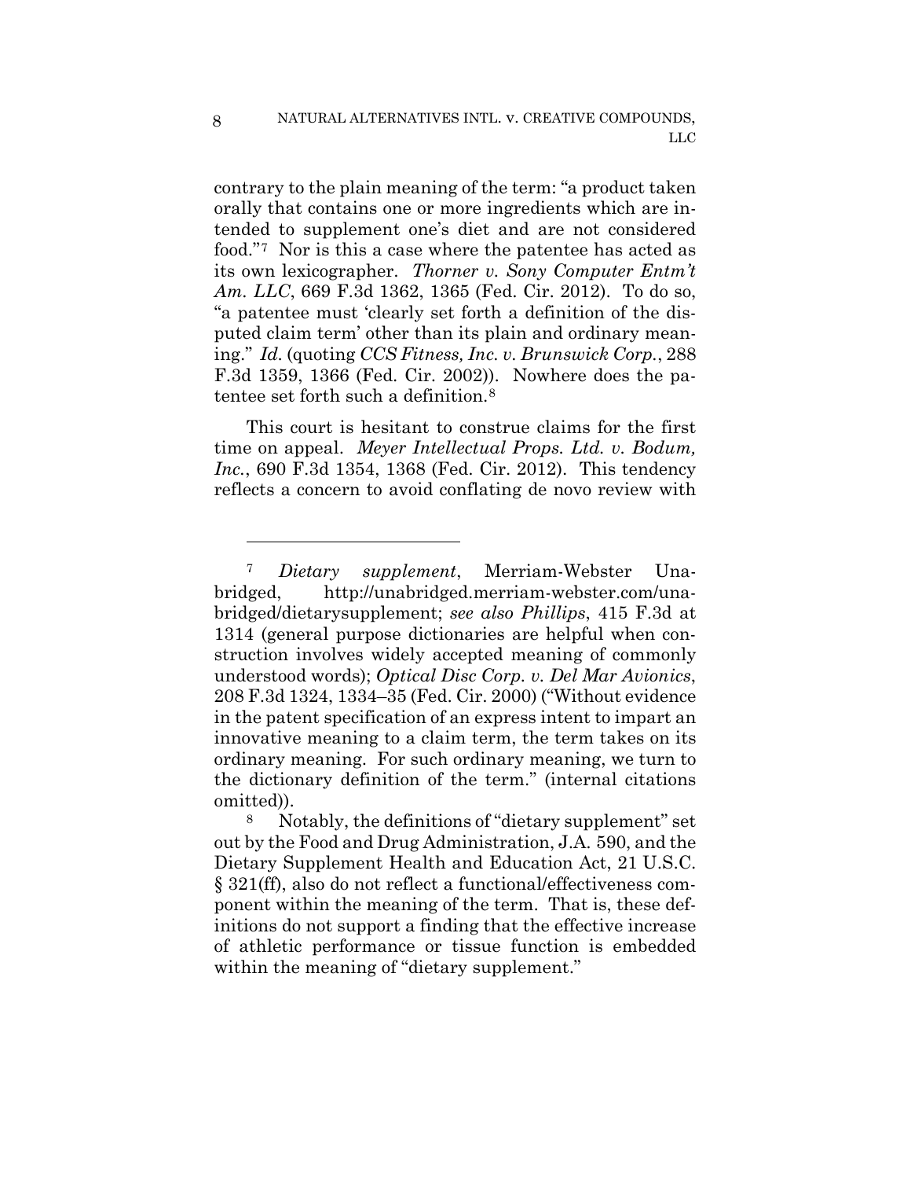contrary to the plain meaning of the term: "a product taken orally that contains one or more ingredients which are intended to supplement one's diet and are not considered food."[7] Nor is this a case where the patentee has acted as its own lexicographer. *Thorner v. Sony Computer Entm't Am. LLC*, 669 F.3d 1362, 1365 (Fed. Cir. 2012). To do so, "a patentee must 'clearly set forth a definition of the disputed claim term' other than its plain and ordinary meaning." *Id.* (quoting *CCS Fitness, Inc. v. Brunswick Corp.*, 288 F.3d 1359, 1366 (Fed. Cir. 2002)). Nowhere does the patentee set forth such a definition.[8]

This court is hesitant to construe claims for the first time on appeal. *Meyer Intellectual Props. Ltd. v. Bodum, Inc.*, 690 F.3d 1354, 1368 (Fed. Cir. 2012). This tendency reflects a concern to avoid conflating de novo review with

---

[7] *Dietary supplement*, Merriam-Webster Unabridged, http://unabridged.merriam-webster.com/unabridged/dietarysupplement; *see also Phillips*, 415 F.3d at 1314 (general purpose dictionaries are helpful when construction involves widely accepted meaning of commonly understood words); *Optical Disc Corp. v. Del Mar Avionics*, 208 F.3d 1324, 1334–35 (Fed. Cir. 2000) ("Without evidence in the patent specification of an express intent to impart an innovative meaning to a claim term, the term takes on its ordinary meaning. For such ordinary meaning, we turn to the dictionary definition of the term." (internal citations omitted)).

[8] Notably, the definitions of "dietary supplement" set out by the Food and Drug Administration, J.A. 590, and the Dietary Supplement Health and Education Act, 21 U.S.C. § 321(ff), also do not reflect a functional/effectiveness component within the meaning of the term. That is, these definitions do not support a finding that the effective increase of athletic performance or tissue function is embedded within the meaning of "dietary supplement."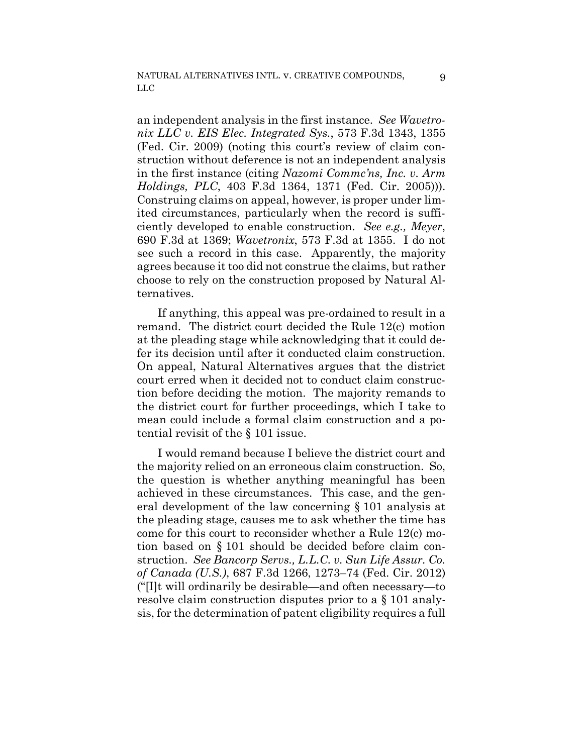an independent analysis in the first instance. *See Wavetronix LLC v. EIS Elec. Integrated Sys.*, 573 F.3d 1343, 1355 (Fed. Cir. 2009) (noting this court's review of claim construction without deference is not an independent analysis in the first instance (citing *Nazomi Commc'ns, Inc. v. Arm Holdings, PLC*, 403 F.3d 1364, 1371 (Fed. Cir. 2005))). Construing claims on appeal, however, is proper under limited circumstances, particularly when the record is sufficiently developed to enable construction. *See e.g., Meyer*, 690 F.3d at 1369; *Wavetronix*, 573 F.3d at 1355. I do not see such a record in this case. Apparently, the majority agrees because it too did not construe the claims, but rather choose to rely on the construction proposed by Natural Alternatives.

If anything, this appeal was pre-ordained to result in a remand. The district court decided the Rule 12(c) motion at the pleading stage while acknowledging that it could defer its decision until after it conducted claim construction. On appeal, Natural Alternatives argues that the district court erred when it decided not to conduct claim construction before deciding the motion. The majority remands to the district court for further proceedings, which I take to mean could include a formal claim construction and a potential revisit of the § 101 issue.

I would remand because I believe the district court and the majority relied on an erroneous claim construction. So, the question is whether anything meaningful has been achieved in these circumstances. This case, and the general development of the law concerning § 101 analysis at the pleading stage, causes me to ask whether the time has come for this court to reconsider whether a Rule 12(c) motion based on § 101 should be decided before claim construction. *See Bancorp Servs., L.L.C. v. Sun Life Assur. Co. of Canada (U.S.)*, 687 F.3d 1266, 1273–74 (Fed. Cir. 2012) ("[I]t will ordinarily be desirable—and often necessary—to resolve claim construction disputes prior to a § 101 analysis, for the determination of patent eligibility requires a full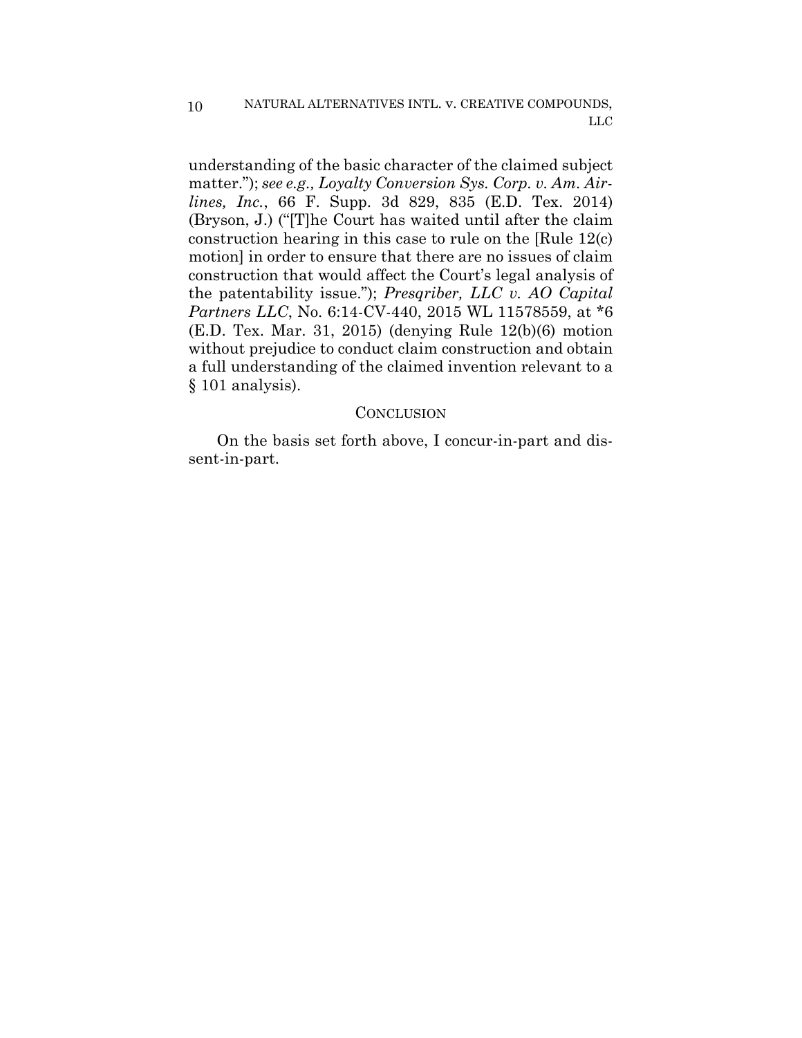understanding of the basic character of the claimed subject matter."); *see e.g., Loyalty Conversion Sys. Corp. v. Am. Airlines, Inc.*, 66 F. Supp. 3d 829, 835 (E.D. Tex. 2014) (Bryson, J.) ("[T]he Court has waited until after the claim construction hearing in this case to rule on the [Rule 12(c) motion] in order to ensure that there are no issues of claim construction that would affect the Court's legal analysis of the patentability issue."); *Presqriber, LLC v. AO Capital Partners LLC*, No. 6:14-CV-440, 2015 WL 11578559, at *6 (E.D. Tex. Mar. 31, 2015) (denying Rule 12(b)(6) motion without prejudice to conduct claim construction and obtain a full understanding of the claimed invention relevant to a § 101 analysis).

## CONCLUSION

On the basis set forth above, I concur-in-part and dissent-in-part.